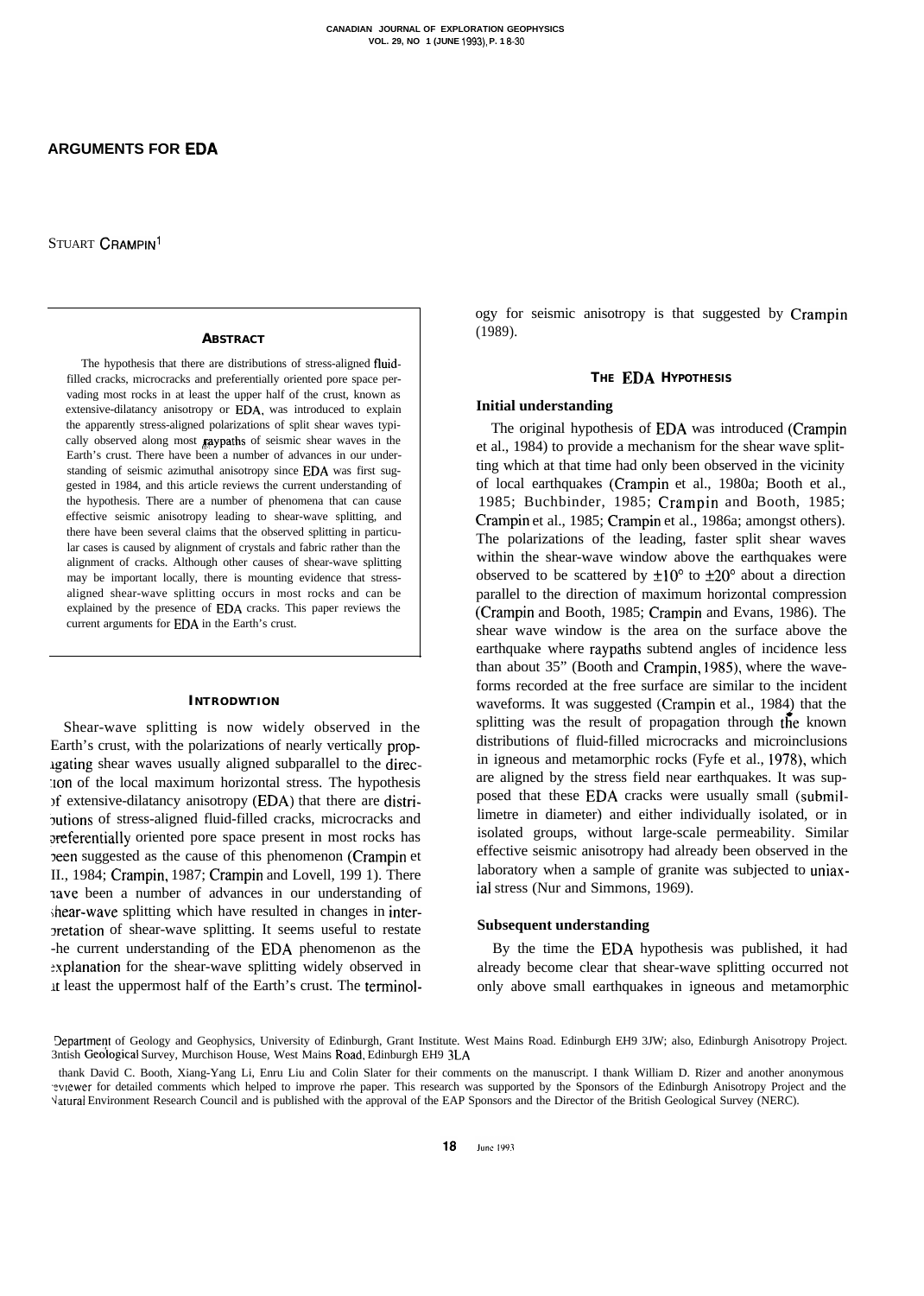# ARGUMENTS FOR EDA

STUART CRAMPIN[1]

## ABSTRACT

The hypothesis that there are distributions of stress-aligned fluid-filled cracks, microcracks and preferentially oriented pore space pervading most rocks in at least the upper half of the crust, known as extensive-dilatancy anisotropy or EDA, was introduced to explain the apparently stress-aligned polarizations of split shear waves typically observed along most raypaths of seismic shear waves in the Earth's crust. There have been a number of advances in our understanding of seismic azimuthal anisotropy since EDA was first suggested in 1984, and this article reviews the current understanding of the hypothesis. There are a number of phenomena that can cause effective seismic anisotropy leading to shear-wave splitting, and there have been several claims that the observed splitting in particular cases is caused by alignment of crystals and fabric rather than the alignment of cracks. Although other causes of shear-wave splitting may be important locally, there is mounting evidence that stress-aligned shear-wave splitting occurs in most rocks and can be explained by the presence of EDA cracks. This paper reviews the current arguments for EDA in the Earth's crust.

## INTRODUCTION

Shear-wave splitting is now widely observed in the Earth's crust, with the polarizations of nearly vertically propagating shear waves usually aligned subparallel to the direction of the local maximum horizontal stress. The hypothesis of extensive-dilatancy anisotropy (EDA) that there are distributions of stress-aligned fluid-filled cracks, microcracks and preferentially oriented pore space present in most rocks has been suggested as the cause of this phenomenon (Crampin et al., 1984; Crampin, 1987; Crampin and Lovell, 1991). There have been a number of advances in our understanding of shear-wave splitting which have resulted in changes in interpretation of shear-wave splitting. It seems useful to restate the current understanding of the EDA phenomenon as the explanation for the shear-wave splitting widely observed in at least the uppermost half of the Earth's crust. The terminology for seismic anisotropy is that suggested by Crampin (1989).

## THE EDA HYPOTHESIS

### Initial understanding

The original hypothesis of EDA was introduced (Crampin et al., 1984) to provide a mechanism for the shear wave splitting which at that time had only been observed in the vicinity of local earthquakes (Crampin et al., 1980a; Booth et al., 1985; Buchbinder, 1985; Crampin and Booth, 1985; Crampin et al., 1985; Crampin et al., 1986a; amongst others). The polarizations of the leading, faster split shear waves within the shear-wave window above the earthquakes were observed to be scattered by ±10° to ±20° about a direction parallel to the direction of maximum horizontal compression (Crampin and Booth, 1985; Crampin and Evans, 1986). The shear wave window is the area on the surface above the earthquake where raypaths subtend angles of incidence less than about 35" (Booth and Crampin, 1985), where the waveforms recorded at the free surface are similar to the incident waveforms. It was suggested (Crampin et al., 1984) that the splitting was the result of propagation through the known distributions of fluid-filled microcracks and microinclusions in igneous and metamorphic rocks (Fyfe et al., 1978), which are aligned by the stress field near earthquakes. It was supposed that these EDA cracks were usually small (submillimetre in diameter) and either individually isolated, or in isolated groups, without large-scale permeability. Similar effective seismic anisotropy had already been observed in the laboratory when a sample of granite was subjected to uniaxial stress (Nur and Simmons, 1969).

### Subsequent understanding

By the time the EDA hypothesis was published, it had already become clear that shear-wave splitting occurred not only above small earthquakes in igneous and metamorphic

[1] Department of Geology and Geophysics, University of Edinburgh, Grant Institute. West Mains Road. Edinburgh EH9 3JW; also, Edinburgh Anisotropy Project. British Geological Survey, Murchison House, West Mains Road, Edinburgh EH9 3LA

I thank David C. Booth, Xiang-Yang Li, Enru Liu and Colin Slater for their comments on the manuscript. I thank William D. Rizer and another anonymous reviewer for detailed comments which helped to improve rhe paper. This research was supported by the Sponsors of the Edinburgh Anisotropy Project and the Natural Environment Research Council and is published with the approval of the EAP Sponsors and the Director of the British Geological Survey (NERC).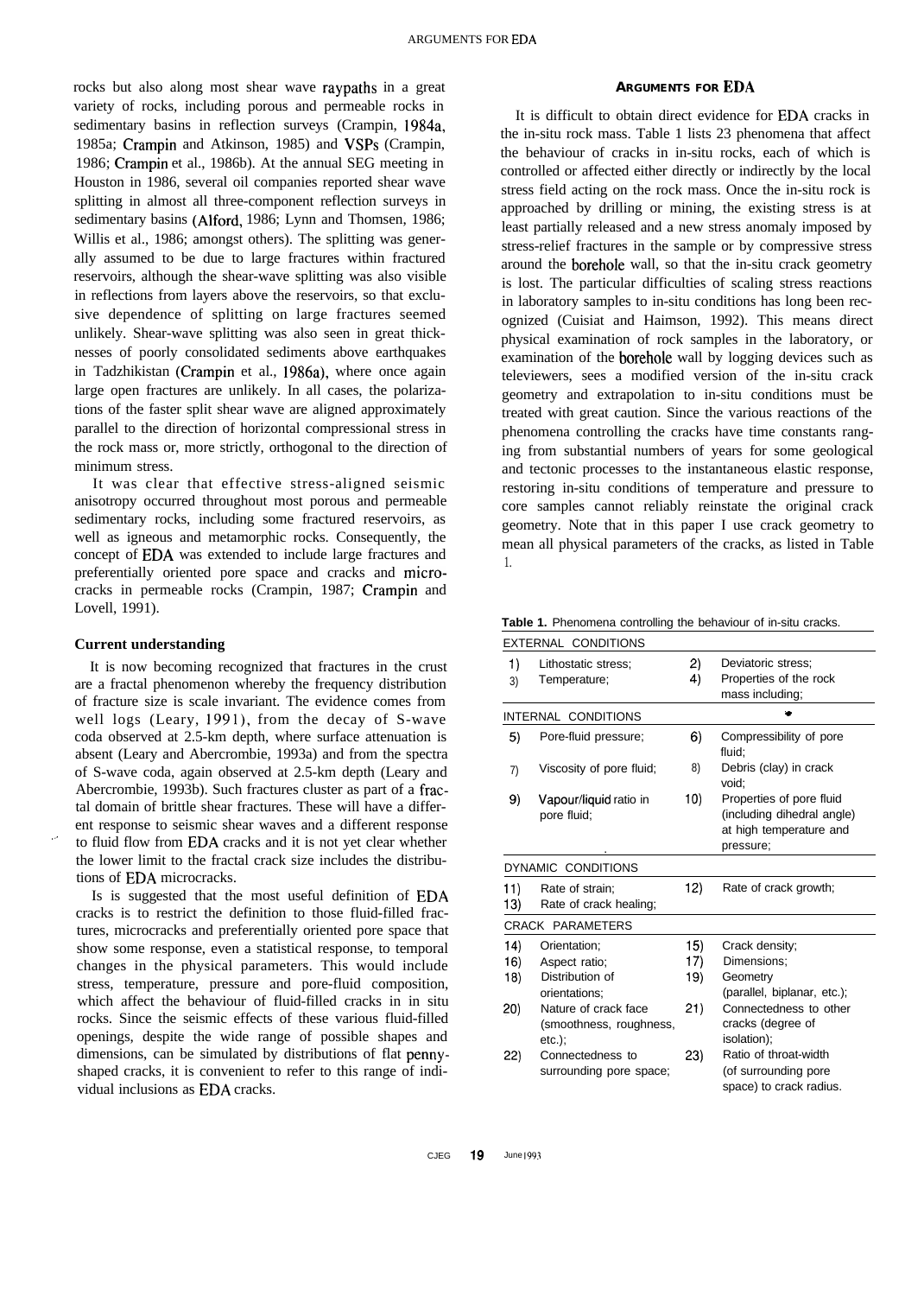rocks but also along most shear wave raypaths in a great variety of rocks, including porous and permeable rocks in sedimentary basins in reflection surveys (Crampin, 1984a, 1985a; Crampin and Atkinson, 1985) and VSPs (Crampin, 1986; Crampin et al., 1986b). At the annual SEG meeting in Houston in 1986, several oil companies reported shear wave splitting in almost all three-component reflection surveys in sedimentary basins (Alford, 1986; Lynn and Thomsen, 1986; Willis et al., 1986; amongst others). The splitting was generally assumed to be due to large fractures within fractured reservoirs, although the shear-wave splitting was also visible in reflections from layers above the reservoirs, so that exclusive dependence of splitting on large fractures seemed unlikely. Shear-wave splitting was also seen in great thicknesses of poorly consolidated sediments above earthquakes in Tadzhikistan (Crampin et al., 1986a), where once again large open fractures are unlikely. In all cases, the polarizations of the faster split shear wave are aligned approximately parallel to the direction of horizontal compressional stress in the rock mass or, more strictly, orthogonal to the direction of minimum stress.

It was clear that effective stress-aligned seismic anisotropy occurred throughout most porous and permeable sedimentary rocks, including some fractured reservoirs, as well as igneous and metamorphic rocks. Consequently, the concept of EDA was extended to include large fractures and preferentially oriented pore space and cracks and microcracks in permeable rocks (Crampin, 1987; Crampin and Lovell, 1991).

### Current understanding

It is now becoming recognized that fractures in the crust are a fractal phenomenon whereby the frequency distribution of fracture size is scale invariant. The evidence comes from well logs (Leary, 1991), from the decay of S-wave coda observed at 2.5-km depth, where surface attenuation is absent (Leary and Abercrombie, 1993a) and from the spectra of S-wave coda, again observed at 2.5-km depth (Leary and Abercrombie, 1993b). Such fractures cluster as part of a fractal domain of brittle shear fractures. These will have a different response to seismic shear waves and a different response to fluid flow from EDA cracks and it is not yet clear whether the lower limit to the fractal crack size includes the distributions of EDA microcracks.

Is is suggested that the most useful definition of EDA cracks is to restrict the definition to those fluid-filled fractures, microcracks and preferentially oriented pore space that show some response, even a statistical response, to temporal changes in the physical parameters. This would include stress, temperature, pressure and pore-fluid composition, which affect the behaviour of fluid-filled cracks in in situ rocks. Since the seismic effects of these various fluid-filled openings, despite the wide range of possible shapes and dimensions, can be simulated by distributions of flat penny-shaped cracks, it is convenient to refer to this range of individual inclusions as EDA cracks.

## ARGUMENTS FOR EDA

It is difficult to obtain direct evidence for EDA cracks in the in-situ rock mass. Table 1 lists 23 phenomena that affect the behaviour of cracks in in-situ rocks, each of which is controlled or affected either directly or indirectly by the local stress field acting on the rock mass. Once the in-situ rock is approached by drilling or mining, the existing stress is at least partially released and a new stress anomaly imposed by stress-relief fractures in the sample or by compressive stress around the borehole wall, so that the in-situ crack geometry is lost. The particular difficulties of scaling stress reactions in laboratory samples to in-situ conditions has long been recognized (Cuisiat and Haimson, 1992). This means direct physical examination of rock samples in the laboratory, or examination of the borehole wall by logging devices such as televiewers, sees a modified version of the in-situ crack geometry and extrapolation to in-situ conditions must be treated with great caution. Since the various reactions of the phenomena controlling the cracks have time constants ranging from substantial numbers of years for some geological and tectonic processes to the instantaneous elastic response, restoring in-situ conditions of temperature and pressure to core samples cannot reliably reinstate the original crack geometry. Note that in this paper I use crack geometry to mean all physical parameters of the cracks, as listed in Table 1.

**Table 1.** Phenomena controlling the behaviour of in-situ cracks.

| | | | |
|---|---|---|---|
| **EXTERNAL CONDITIONS** | | | |
| 1) | Lithostatic stress; | 2) | Deviatoric stress; |
| 3) | Temperature; | 4) | Properties of the rock mass including; |
| **INTERNAL CONDITIONS** | | | |
| 5) | Pore-fluid pressure; | 6) | Compressibility of pore fluid; |
| 7) | Viscosity of pore fluid; | 8) | Debris (clay) in crack void; |
| 9) | Vapour/liquid ratio in pore fluid; | 10) | Properties of pore fluid (including dihedral angle) at high temperature and pressure; |
| **DYNAMIC CONDITIONS** | | | |
| 11) | Rate of strain; | 12) | Rate of crack growth; |
| 13) | Rate of crack healing; | | |
| **CRACK PARAMETERS** | | | |
| 14) | Orientation; | 15) | Crack density; |
| 16) | Aspect ratio; | 17) | Dimensions; |
| 18) | Distribution of orientations; | 19) | Geometry (parallel, biplanar, etc.); |
| 20) | Nature of crack face (smoothness, roughness, etc.); | 21) | Connectedness to other cracks (degree of isolation); |
| 22) | Connectedness to surrounding pore space; | 23) | Ratio of throat-width (of surrounding pore space) to crack radius. |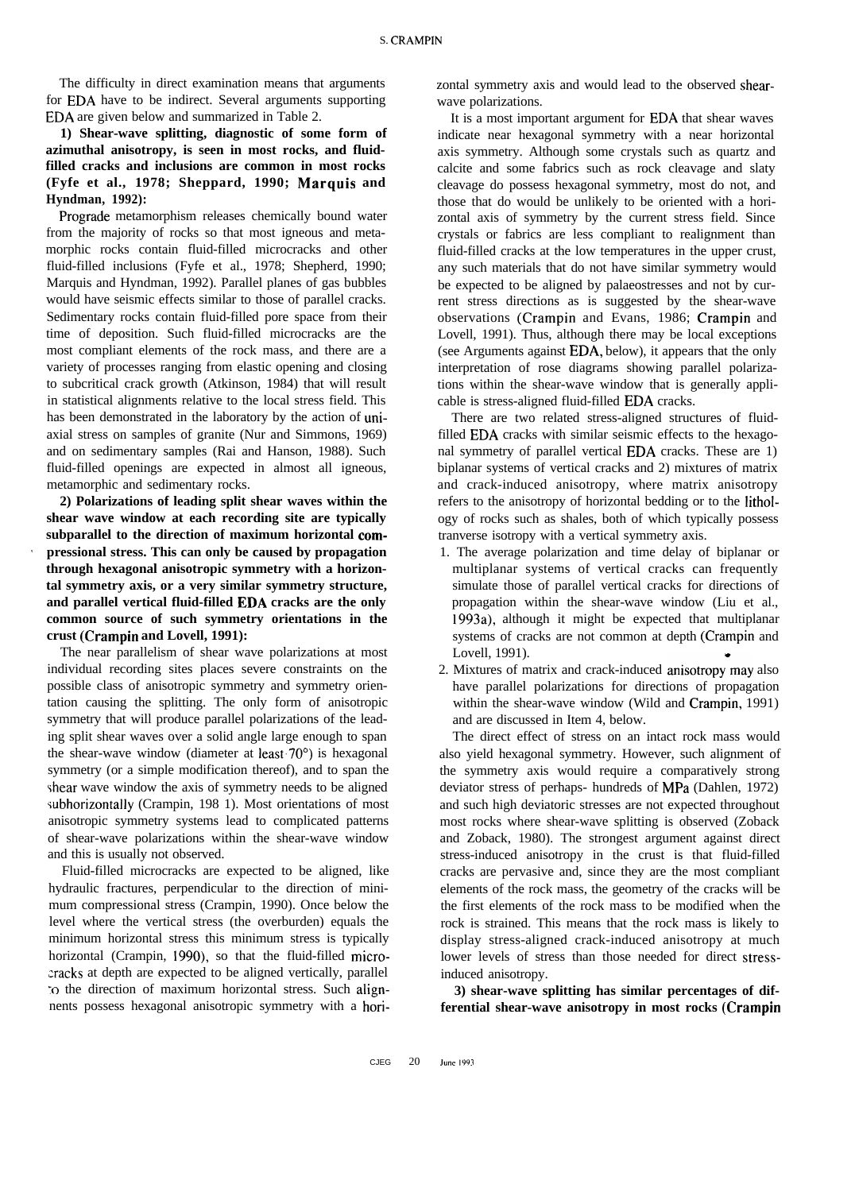The difficulty in direct examination means that arguments for EDA have to be indirect. Several arguments supporting EDA are given below and summarized in Table 2.

**1) Shear-wave splitting, diagnostic of some form of azimuthal anisotropy, is seen in most rocks, and fluid-filled cracks and inclusions are common in most rocks (Fyfe et al., 1978; Sheppard, 1990; Marquis and Hyndman, 1992):**

Prograde metamorphism releases chemically bound water from the majority of rocks so that most igneous and metamorphic rocks contain fluid-filled microcracks and other fluid-filled inclusions (Fyfe et al., 1978; Shepherd, 1990; Marquis and Hyndman, 1992). Parallel planes of gas bubbles would have seismic effects similar to those of parallel cracks. Sedimentary rocks contain fluid-filled pore space from their time of deposition. Such fluid-filled microcracks are the most compliant elements of the rock mass, and there are a variety of processes ranging from elastic opening and closing to subcritical crack growth (Atkinson, 1984) that will result in statistical alignments relative to the local stress field. This has been demonstrated in the laboratory by the action of uniaxial stress on samples of granite (Nur and Simmons, 1969) and on sedimentary samples (Rai and Hanson, 1988). Such fluid-filled openings are expected in almost all igneous, metamorphic and sedimentary rocks.

**2) Polarizations of leading split shear waves within the shear wave window at each recording site are typically subparallel to the direction of maximum horizontal compressional stress. This can only be caused by propagation through hexagonal anisotropic symmetry with a horizontal symmetry axis, or a very similar symmetry structure, and parallel vertical fluid-filled EDA cracks are the only common source of such symmetry orientations in the crust (Crampin and Lovell, 1991):**

The near parallelism of shear wave polarizations at most individual recording sites places severe constraints on the possible class of anisotropic symmetry and symmetry orientation causing the splitting. The only form of anisotropic symmetry that will produce parallel polarizations of the leading split shear waves over a solid angle large enough to span the shear-wave window (diameter at least 70°) is hexagonal symmetry (or a simple modification thereof), and to span the shear wave window the axis of symmetry needs to be aligned subhorizontally (Crampin, 198 1). Most orientations of most anisotropic symmetry systems lead to complicated patterns of shear-wave polarizations within the shear-wave window and this is usually not observed.

Fluid-filled microcracks are expected to be aligned, like hydraulic fractures, perpendicular to the direction of minimum compressional stress (Crampin, 1990). Once below the level where the vertical stress (the overburden) equals the minimum horizontal stress this minimum stress is typically horizontal (Crampin, 1990), so that the fluid-filled microcracks at depth are expected to be aligned vertically, parallel to the direction of maximum horizontal stress. Such alignments possess hexagonal anisotropic symmetry with a horizontal symmetry axis and would lead to the observed shear-wave polarizations.

It is a most important argument for EDA that shear waves indicate near hexagonal symmetry with a near horizontal axis symmetry. Although some crystals such as quartz and calcite and some fabrics such as rock cleavage and slaty cleavage do possess hexagonal symmetry, most do not, and those that do would be unlikely to be oriented with a horizontal axis of symmetry by the current stress field. Since crystals or fabrics are less compliant to realignment than fluid-filled cracks at the low temperatures in the upper crust, any such materials that do not have similar symmetry would be expected to be aligned by palaeostresses and not by current stress directions as is suggested by the shear-wave observations (Crampin and Evans, 1986; Crampin and Lovell, 1991). Thus, although there may be local exceptions (see Arguments against EDA, below), it appears that the only interpretation of rose diagrams showing parallel polarizations within the shear-wave window that is generally applicable is stress-aligned fluid-filled EDA cracks.

There are two related stress-aligned structures of fluid-filled EDA cracks with similar seismic effects to the hexagonal symmetry of parallel vertical EDA cracks. These are 1) biplanar systems of vertical cracks and 2) mixtures of matrix and crack-induced anisotropy, where matrix anisotropy refers to the anisotropy of horizontal bedding or to the lithology of rocks such as shales, both of which typically possess tranverse isotropy with a vertical symmetry axis.

1. The average polarization and time delay of biplanar or multiplanar systems of vertical cracks can frequently simulate those of parallel vertical cracks for directions of propagation within the shear-wave window (Liu et al., 1993a), although it might be expected that multiplanar systems of cracks are not common at depth (Crampin and Lovell, 1991).
2. Mixtures of matrix and crack-induced anisotropy may also have parallel polarizations for directions of propagation within the shear-wave window (Wild and Crampin, 1991) and are discussed in Item 4, below.

The direct effect of stress on an intact rock mass would also yield hexagonal symmetry. However, such alignment of the symmetry axis would require a comparatively strong deviator stress of perhaps- hundreds of MPa (Dahlen, 1972) and such high deviatoric stresses are not expected throughout most rocks where shear-wave splitting is observed (Zoback and Zoback, 1980). The strongest argument against direct stress-induced anisotropy in the crust is that fluid-filled cracks are pervasive and, since they are the most compliant elements of the rock mass, the geometry of the cracks will be the first elements of the rock mass to be modified when the rock is strained. This means that the rock mass is likely to display stress-aligned crack-induced anisotropy at much lower levels of stress than those needed for direct stress-induced anisotropy.

**3) shear-wave splitting has similar percentages of differential shear-wave anisotropy in most rocks (Crampin**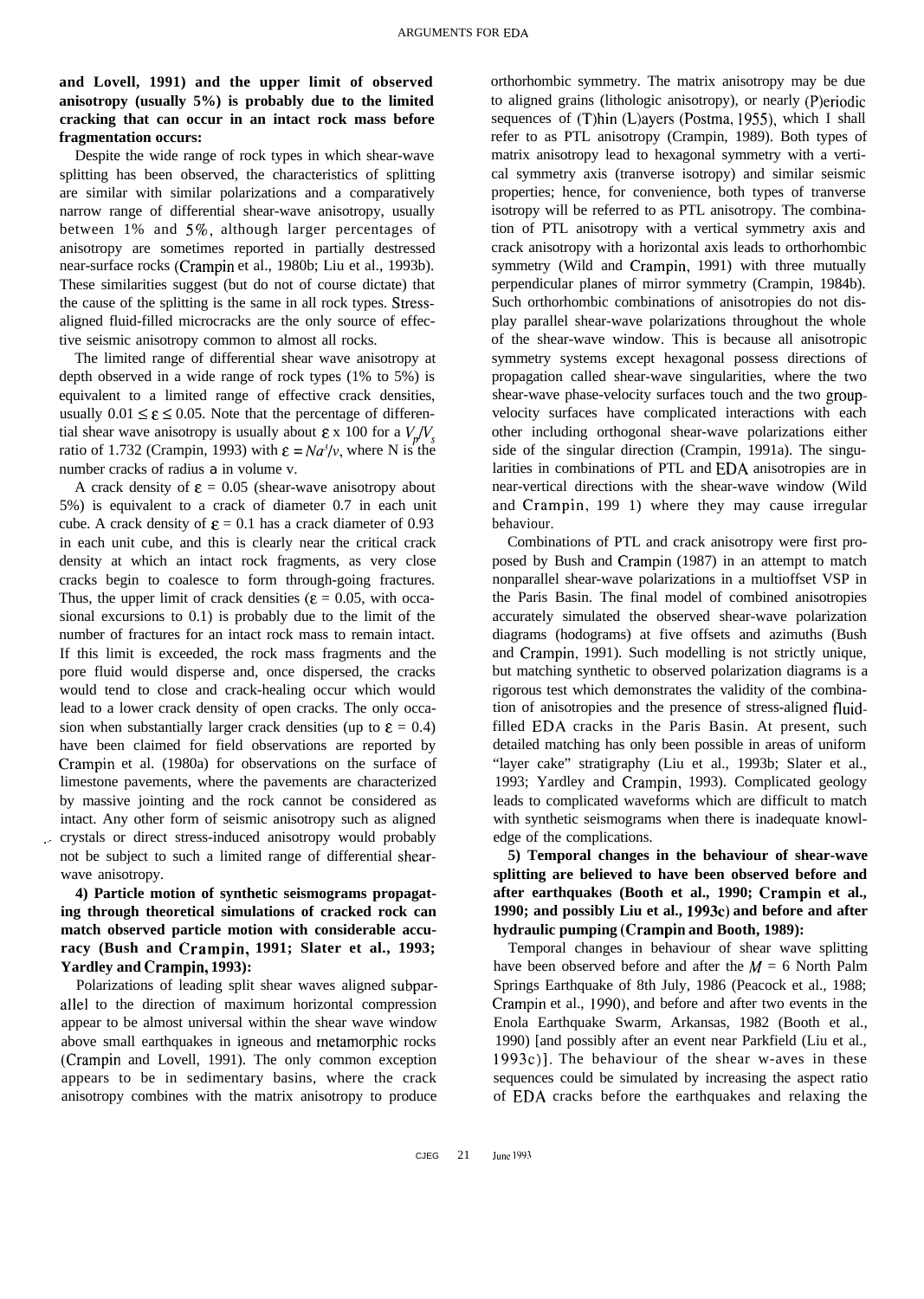**and Lovell, 1991) and the upper limit of observed anisotropy (usually 5%) is probably due to the limited cracking that can occur in an intact rock mass before fragmentation occurs:**

Despite the wide range of rock types in which shear-wave splitting has been observed, the characteristics of splitting are similar with similar polarizations and a comparatively narrow range of differential shear-wave anisotropy, usually between 1% and 5%, although larger percentages of anisotropy are sometimes reported in partially destressed near-surface rocks (Crampin et al., 1980b; Liu et al., 1993b). These similarities suggest (but do not of course dictate) that the cause of the splitting is the same in all rock types. Stress-aligned fluid-filled microcracks are the only source of effective seismic anisotropy common to almost all rocks.

The limited range of differential shear wave anisotropy at depth observed in a wide range of rock types (1% to 5%) is equivalent to a limited range of effective crack densities, usually $0.01 \leq \varepsilon \leq 0.05$. Note that the percentage of differential shear wave anisotropy is usually about $\varepsilon$ x 100 for a $V_p/V_s$ ratio of 1.732 (Crampin, 1993) with $\varepsilon = Na^3/v$, where N is the number cracks of radius a in volume v.

A crack density of $\varepsilon = 0.05$ (shear-wave anisotropy about 5%) is equivalent to a crack of diameter 0.7 in each unit cube. A crack density of $\varepsilon = 0.1$ has a crack diameter of 0.93 in each unit cube, and this is clearly near the critical crack density at which an intact rock fragments, as very close cracks begin to coalesce to form through-going fractures. Thus, the upper limit of crack densities ($\varepsilon = 0.05$, with occasional excursions to 0.1) is probably due to the limit of the number of fractures for an intact rock mass to remain intact. If this limit is exceeded, the rock mass fragments and the pore fluid would disperse and, once dispersed, the cracks would tend to close and crack-healing occur which would lead to a lower crack density of open cracks. The only occasion when substantially larger crack densities (up to $\varepsilon = 0.4$) have been claimed for field observations are reported by Crampin et al. (1980a) for observations on the surface of limestone pavements, where the pavements are characterized by massive jointing and the rock cannot be considered as intact. Any other form of seismic anisotropy such as aligned crystals or direct stress-induced anisotropy would probably not be subject to such a limited range of differential shear-wave anisotropy.

**4) Particle motion of synthetic seismograms propagating through theoretical simulations of cracked rock can match observed particle motion with considerable accuracy (Bush and Crampin, 1991; Slater et al., 1993; Yardley and Crampin, 1993):**

Polarizations of leading split shear waves aligned subparallel to the direction of maximum horizontal compression appear to be almost universal within the shear wave window above small earthquakes in igneous and metamorphic rocks (Crampin and Lovell, 1991). The only common exception appears to be in sedimentary basins, where the crack anisotropy combines with the matrix anisotropy to produce orthorhombic symmetry. The matrix anisotropy may be due to aligned grains (lithologic anisotropy), or nearly (P)eriodic sequences of (T)hin (L)ayers (Postma, 1955), which I shall refer to as PTL anisotropy (Crampin, 1989). Both types of matrix anisotropy lead to hexagonal symmetry with a vertical symmetry axis (tranverse isotropy) and similar seismic properties; hence, for convenience, both types of tranverse isotropy will be referred to as PTL anisotropy. The combination of PTL anisotropy with a vertical symmetry axis and crack anisotropy with a horizontal axis leads to orthorhombic symmetry (Wild and Crampin, 1991) with three mutually perpendicular planes of mirror symmetry (Crampin, 1984b). Such orthorhombic combinations of anisotropies do not display parallel shear-wave polarizations throughout the whole of the shear-wave window. This is because all anisotropic symmetry systems except hexagonal possess directions of propagation called shear-wave singularities, where the two shear-wave phase-velocity surfaces touch and the two group-velocity surfaces have complicated interactions with each other including orthogonal shear-wave polarizations either side of the singular direction (Crampin, 1991a). The singularities in combinations of PTL and EDA anisotropies are in near-vertical directions with the shear-wave window (Wild and Crampin, 199 1) where they may cause irregular behaviour.

Combinations of PTL and crack anisotropy were first proposed by Bush and Crampin (1987) in an attempt to match nonparallel shear-wave polarizations in a multioffset VSP in the Paris Basin. The final model of combined anisotropies accurately simulated the observed shear-wave polarization diagrams (hodograms) at five offsets and azimuths (Bush and Crampin, 1991). Such modelling is not strictly unique, but matching synthetic to observed polarization diagrams is a rigorous test which demonstrates the validity of the combination of anisotropies and the presence of stress-aligned fluid-filled EDA cracks in the Paris Basin. At present, such detailed matching has only been possible in areas of uniform "layer cake" stratigraphy (Liu et al., 1993b; Slater et al., 1993; Yardley and Crampin, 1993). Complicated geology leads to complicated waveforms which are difficult to match with synthetic seismograms when there is inadequate knowledge of the complications.

**5) Temporal changes in the behaviour of shear-wave splitting are believed to have been observed before and after earthquakes (Booth et al., 1990; Crampin et al., 1990; and possibly Liu et al., 1993c) and before and after hydraulic pumping (Crampin and Booth, 1989):**

Temporal changes in behaviour of shear wave splitting have been observed before and after the $M = 6$ North Palm Springs Earthquake of 8th July, 1986 (Peacock et al., 1988; Crampin et al., 1990), and before and after two events in the Enola Earthquake Swarm, Arkansas, 1982 (Booth et al., 1990) [and possibly after an event near Parkfield (Liu et al., 1993c)]. The behaviour of the shear w-aves in these sequences could be simulated by increasing the aspect ratio of EDA cracks before the earthquakes and relaxing the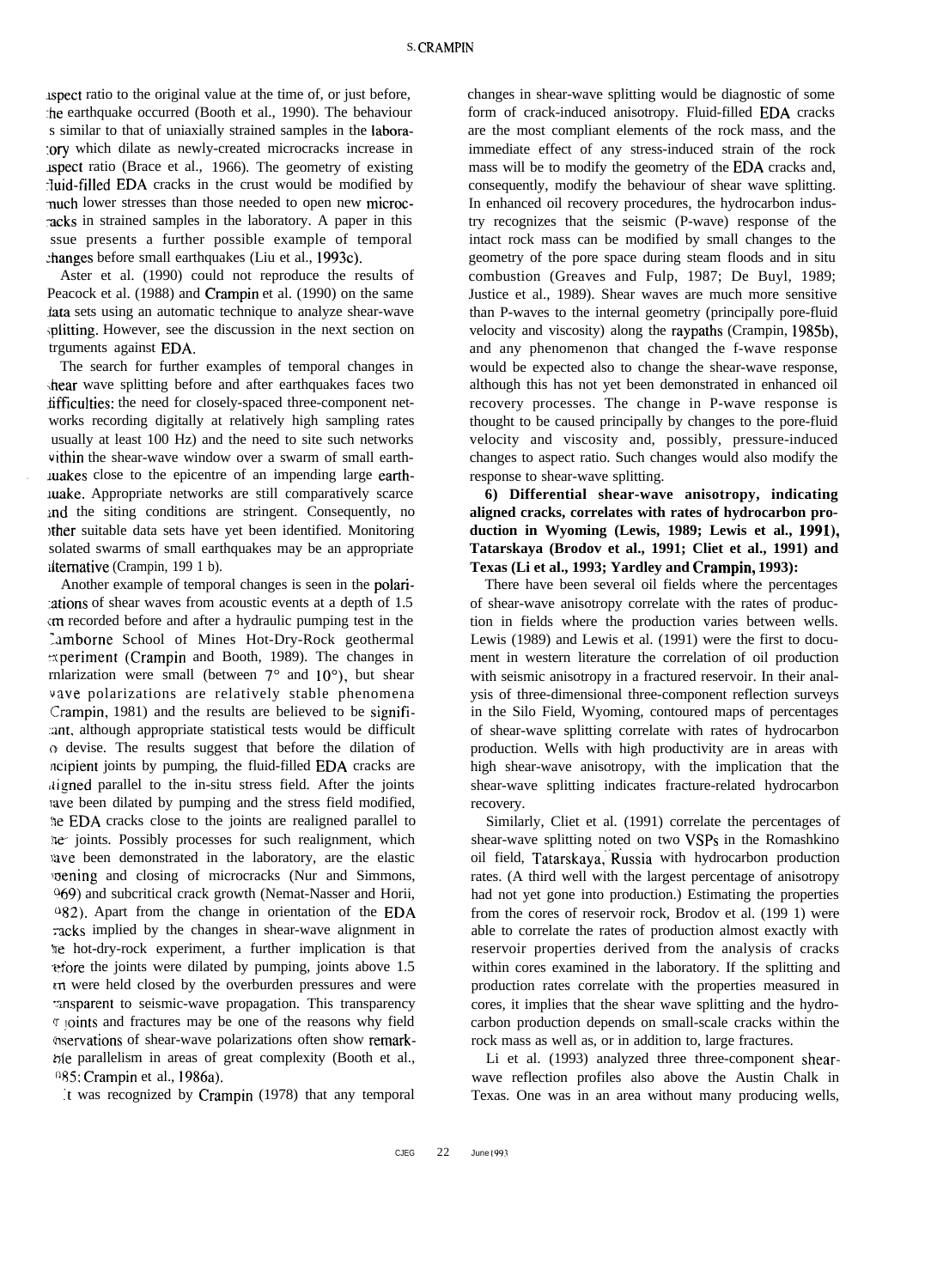aspect ratio to the original value at the time of, or just before, the earthquake occurred (Booth et al., 1990). The behaviour is similar to that of uniaxially strained samples in the laboratory which dilate as newly-created microcracks increase in aspect ratio (Brace et al., 1966). The geometry of existing fluid-filled EDA cracks in the crust would be modified by much lower stresses than those needed to open new microcracks in strained samples in the laboratory. A paper in this issue presents a further possible example of temporal changes before small earthquakes (Liu et al., 1993c).

Aster et al. (1990) could not reproduce the results of Peacock et al. (1988) and Crampin et al. (1990) on the same data sets using an automatic technique to analyze shear-wave splitting. However, see the discussion in the next section on arguments against EDA.

The search for further examples of temporal changes in shear wave splitting before and after earthquakes faces two difficulties: the need for closely-spaced three-component networks recording digitally at relatively high sampling rates (usually at least 100 Hz) and the need to site such networks within the shear-wave window over a swarm of small earthquakes close to the epicentre of an impending large earthquake. Appropriate networks are still comparatively scarce and the siting conditions are stringent. Consequently, no other suitable data sets have yet been identified. Monitoring isolated swarms of small earthquakes may be an appropriate alternative (Crampin, 1991 b).

Another example of temporal changes is seen in the polarizations of shear waves from acoustic events at a depth of 1.5 km recorded before and after a hydraulic pumping test in the Camborne School of Mines Hot-Dry-Rock geothermal experiment (Crampin and Booth, 1989). The changes in polarization were small (between 7° and 10°), but shear wave polarizations are relatively stable phenomena (Crampin, 1981) and the results are believed to be significant, although appropriate statistical tests would be difficult to devise. The results suggest that before the dilation of incipient joints by pumping, the fluid-filled EDA cracks are aligned parallel to the in-situ stress field. After the joints have been dilated by pumping and the stress field modified, the EDA cracks close to the joints are realigned parallel to the joints. Possibly processes for such realignment, which have been demonstrated in the laboratory, are the elastic opening and closing of microcracks (Nur and Simmons, 1969) and subcritical crack growth (Nemat-Nasser and Horii, 1982). Apart from the change in orientation of the EDA cracks implied by the changes in shear-wave alignment in the hot-dry-rock experiment, a further implication is that before the joints were dilated by pumping, joints above 1.5 km were held closed by the overburden pressures and were transparent to seismic-wave propagation. This transparency of joints and fractures may be one of the reasons why field observations of shear-wave polarizations often show remarkable parallelism in areas of great complexity (Booth et al., 1985; Crampin et al., 1986a).

It was recognized by Crampin (1978) that any temporal changes in shear-wave splitting would be diagnostic of some form of crack-induced anisotropy. Fluid-filled EDA cracks are the most compliant elements of the rock mass, and the immediate effect of any stress-induced strain of the rock mass will be to modify the geometry of the EDA cracks and, consequently, modify the behaviour of shear wave splitting. In enhanced oil recovery procedures, the hydrocarbon industry recognizes that the seismic (P-wave) response of the intact rock mass can be modified by small changes to the geometry of the pore space during steam floods and in situ combustion (Greaves and Fulp, 1987; De Buyl, 1989; Justice et al., 1989). Shear waves are much more sensitive than P-waves to the internal geometry (principally pore-fluid velocity and viscosity) along the raypaths (Crampin, 1985b), and any phenomenon that changed the f-wave response would be expected also to change the shear-wave response, although this has not yet been demonstrated in enhanced oil recovery processes. The change in P-wave response is thought to be caused principally by changes to the pore-fluid velocity and viscosity and, possibly, pressure-induced changes to aspect ratio. Such changes would also modify the response to shear-wave splitting.

**6) Differential shear-wave anisotropy, indicating aligned cracks, correlates with rates of hydrocarbon production in Wyoming (Lewis, 1989; Lewis et al., 1991), Tatarskaya (Brodov et al., 1991; Cliet et al., 1991) and Texas (Li et al., 1993; Yardley and Crampin, 1993):**

There have been several oil fields where the percentages of shear-wave anisotropy correlate with the rates of production in fields where the production varies between wells. Lewis (1989) and Lewis et al. (1991) were the first to document in western literature the correlation of oil production with seismic anisotropy in a fractured reservoir. In their analysis of three-dimensional three-component reflection surveys in the Silo Field, Wyoming, contoured maps of percentages of shear-wave splitting correlate with rates of hydrocarbon production. Wells with high productivity are in areas with high shear-wave anisotropy, with the implication that the shear-wave splitting indicates fracture-related hydrocarbon recovery.

Similarly, Cliet et al. (1991) correlate the percentages of shear-wave splitting noted on two VSPs in the Romashkino oil field, Tatarskaya, Russia with hydrocarbon production rates. (A third well with the largest percentage of anisotropy had not yet gone into production.) Estimating the properties from the cores of reservoir rock, Brodov et al. (1991) were able to correlate the rates of production almost exactly with reservoir properties derived from the analysis of cracks within cores examined in the laboratory. If the splitting and production rates correlate with the properties measured in cores, it implies that the shear wave splitting and the hydrocarbon production depends on small-scale cracks within the rock mass as well as, or in addition to, large fractures.

Li et al. (1993) analyzed three three-component shear-wave reflection profiles also above the Austin Chalk in Texas. One was in an area without many producing wells,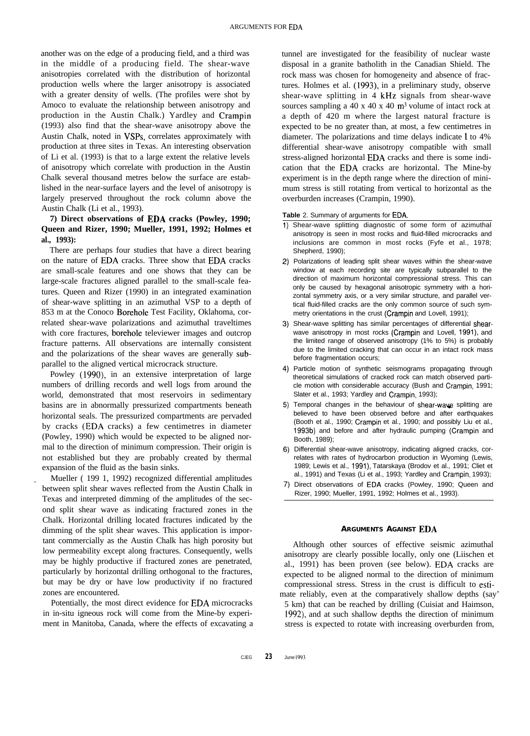another was on the edge of a producing field, and a third was in the middle of a producing field. The shear-wave anisotropies correlated with the distribution of horizontal production wells where the larger anisotropy is associated with a greater density of wells. (The profiles were shot by Amoco to evaluate the relationship between anisotropy and production in the Austin Chalk.) Yardley and Crampin (1993) also find that the shear-wave anisotropy above the Austin Chalk, noted in VSPs, correlates approximately with production at three sites in Texas. An interesting observation of Li et al. (1993) is that to a large extent the relative levels of anisotropy which correlate with production in the Austin Chalk several thousand metres below the surface are established in the near-surface layers and the level of anisotropy is largely preserved throughout the rock column above the Austin Chalk (Li et al., 1993).

**7) Direct observations of EDA cracks (Powley, 1990; Queen and Rizer, 1990; Mueller, 1991, 1992; Holmes et al., 1993):**

There are perhaps four studies that have a direct bearing on the nature of EDA cracks. Three show that EDA cracks are small-scale features and one shows that they can be large-scale fractures aligned parallel to the small-scale features. Queen and Rizer (1990) in an integrated examination of shear-wave splitting in an azimuthal VSP to a depth of 853 m at the Conoco Borehole Test Facility, Oklahoma, correlated shear-wave polarizations and azimuthal traveltimes with core fractures, borehole televiewer images and outcrop fracture patterns. All observations are internally consistent and the polarizations of the shear waves are generally subparallel to the aligned vertical microcrack structure.

Powley (1990), in an extensive interpretation of large numbers of drilling records and well logs from around the world, demonstrated that most reservoirs in sedimentary basins are in abnormally pressurized compartments beneath horizontal seals. The pressurized compartments are pervaded by cracks (EDA cracks) a few centimetres in diameter (Powley, 1990) which would be expected to be aligned normal to the direction of minimum compression. Their origin is not established but they are probably created by thermal expansion of the fluid as the basin sinks.

Mueller ( 199 1, 1992) recognized differential amplitudes between split shear waves reflected from the Austin Chalk in Texas and interpreted dimming of the amplitudes of the second split shear wave as indicating fractured zones in the Chalk. Horizontal drilling located fractures indicated by the dimming of the split shear waves. This application is important commercially as the Austin Chalk has high porosity but low permeability except along fractures. Consequently, wells may be highly productive if fractured zones are penetrated, particularly by horizontal drilling orthogonal to the fractures, but may be dry or have low productivity if no fractured zones are encountered.

Potentially, the most direct evidence for EDA microcracks in in-situ igneous rock will come from the Mine-by experiment in Manitoba, Canada, where the effects of excavating a tunnel are investigated for the feasibility of nuclear waste disposal in a granite batholith in the Canadian Shield. The rock mass was chosen for homogeneity and absence of fractures. Holmes et al. (1993), in a preliminary study, observe shear-wave splitting in 4 kHz signals from shear-wave sources sampling a 40 x 40 x 40 $m^3$ volume of intact rock at a depth of 420 m where the largest natural fracture is expected to be no greater than, at most, a few centimetres in diameter. The polarizations and time delays indicate 1 to 4% differential shear-wave anisotropy compatible with small stress-aligned horizontal EDA cracks and there is some indication that the EDA cracks are horizontal. The Mine-by experiment is in the depth range where the direction of minimum stress is still rotating from vertical to horizontal as the overburden increases (Crampin, 1990).

**Table** 2. Summary of arguments for EDA.

1) Shear-wave splitting diagnostic of some form of azimuthal anisotropy is seen in most rocks and fluid-filled microcracks and inclusions are common in most rocks (Fyfe et al., 1978; Shepherd, 1990);
2) Polarizations of leading split shear waves within the shear-wave window at each recording site are typically subparallel to the direction of maximum horizontal compressional stress. This can only be caused by hexagonal anisotropic symmetry with a horizontal symmetry axis, or a very similar structure, and parallel vertical fluid-filled cracks are the only common source of such symmetry orientations in the crust (Crampin and Lovell, 1991);
3) Shear-wave splitting has similar percentages of differential shear-wave anisotropy in most rocks (Crampin and Lovell, 1991), and the limited range of observed anisotropy (1% to 5%) is probably due to the limited cracking that can occur in an intact rock mass before fragmentation occurs;
4) Particle motion of synthetic seismograms propagating through theoretical simulations of cracked rock can match observed particle motion with considerable accuracy (Bush and Crampin, 1991; Slater et al., 1993; Yardley and Crampin, 1993);
5) Temporal changes in the behaviour of shear-wave splitting are believed to have been observed before and after earthquakes (Booth et al., 1990; Crampin et al., 1990; and possibly Liu et al., 1993b) and before and after hydraulic pumping (Crampin and Booth, 1989);
6) Differential shear-wave anisotropy, indicating aligned cracks, correlates with rates of hydrocarbon production in Wyoming (Lewis, 1989; Lewis et al., 1991), Tatarskaya (Brodov et al., 1991; Cliet et al., 1991) and Texas (Li et al., 1993; Yardley and Crampin, 1993);
7) Direct observations of EDA cracks (Powley, 1990; Queen and Rizer, 1990; Mueller, 1991, 1992; Holmes et al., 1993).

## ARGUMENTS AGAINST EDA

Although other sources of effective seismic azimuthal anisotropy are clearly possible locally, only one (Liischen et al., 1991) has been proven (see below). EDA cracks are expected to be aligned normal to the direction of minimum compressional stress. Stress in the crust is difficult to estimate reliably, even at the comparatively shallow depths (say' 5 km) that can be reached by drilling (Cuisiat and Haimson, 1992), and at such shallow depths the direction of minimum stress is expected to rotate with increasing overburden from,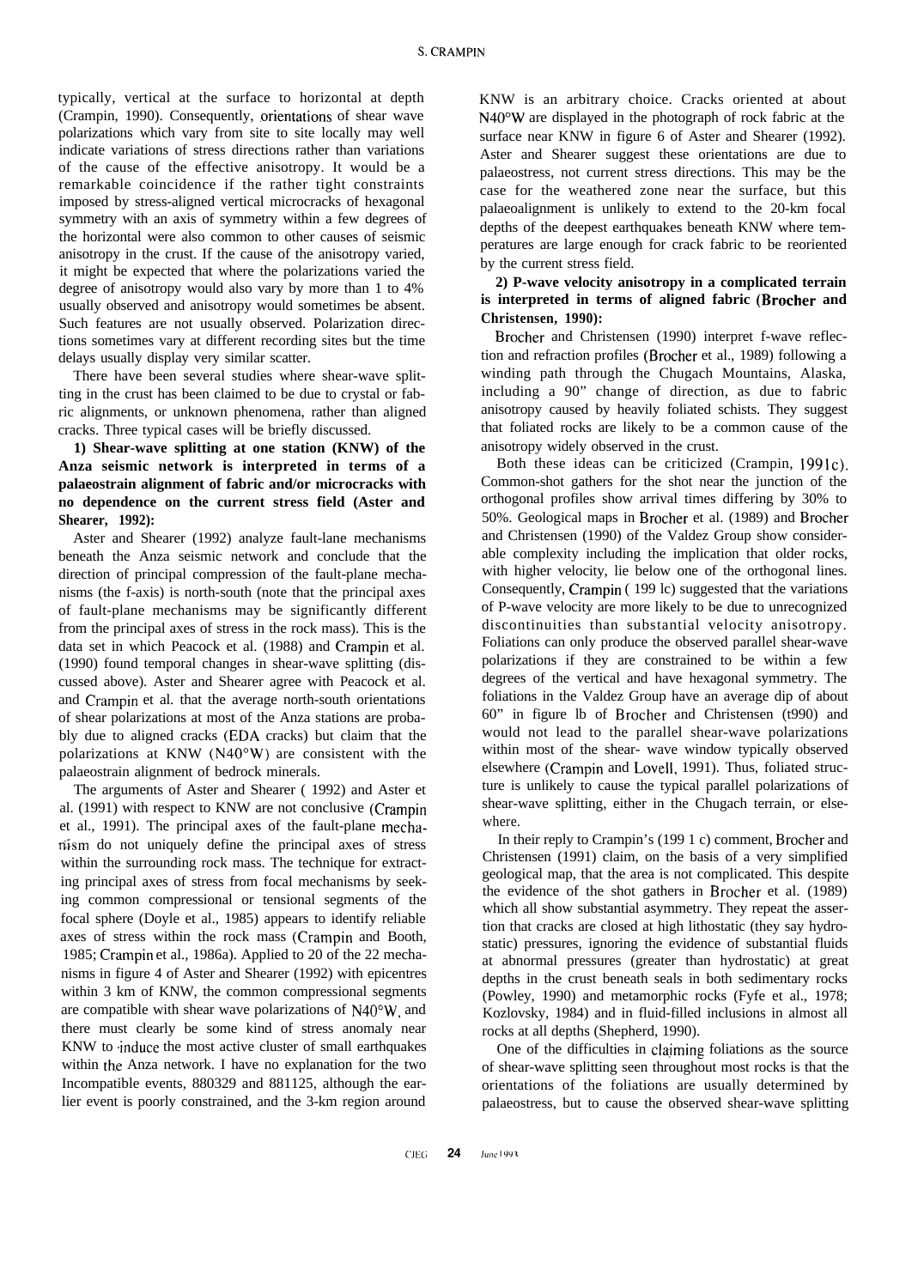typically, vertical at the surface to horizontal at depth (Crampin, 1990). Consequently, orientations of shear wave polarizations which vary from site to site locally may well indicate variations of stress directions rather than variations of the cause of the effective anisotropy. It would be a remarkable coincidence if the rather tight constraints imposed by stress-aligned vertical microcracks of hexagonal symmetry with an axis of symmetry within a few degrees of the horizontal were also common to other causes of seismic anisotropy in the crust. If the cause of the anisotropy varied, it might be expected that where the polarizations varied the degree of anisotropy would also vary by more than 1 to 4% usually observed and anisotropy would sometimes be absent. Such features are not usually observed. Polarization directions sometimes vary at different recording sites but the time delays usually display very similar scatter.

There have been several studies where shear-wave splitting in the crust has been claimed to be due to crystal or fabric alignments, or unknown phenomena, rather than aligned cracks. Three typical cases will be briefly discussed.

**1) Shear-wave splitting at one station (KNW) of the Anza seismic network is interpreted in terms of a palaeostrain alignment of fabric and/or microcracks with no dependence on the current stress field (Aster and Shearer, 1992):**

Aster and Shearer (1992) analyze fault-lane mechanisms beneath the Anza seismic network and conclude that the direction of principal compression of the fault-plane mechanisms (the f-axis) is north-south (note that the principal axes of fault-plane mechanisms may be significantly different from the principal axes of stress in the rock mass). This is the data set in which Peacock et al. (1988) and Crampin et al. (1990) found temporal changes in shear-wave splitting (discussed above). Aster and Shearer agree with Peacock et al. and Crampin et al. that the average north-south orientations of shear polarizations at most of the Anza stations are probably due to aligned cracks (EDA cracks) but claim that the polarizations at KNW (N40°W) are consistent with the palaeostrain alignment of bedrock minerals.

The arguments of Aster and Shearer ( 1992) and Aster et al. (1991) with respect to KNW are not conclusive (Crampin et al., 1991). The principal axes of the fault-plane mechanism do not uniquely define the principal axes of stress within the surrounding rock mass. The technique for extracting principal axes of stress from focal mechanisms by seeking common compressional or tensional segments of the focal sphere (Doyle et al., 1985) appears to identify reliable axes of stress within the rock mass (Crampin and Booth, 1985; Crampin et al., 1986a). Applied to 20 of the 22 mechanisms in figure 4 of Aster and Shearer (1992) with epicentres within 3 km of KNW, the common compressional segments are compatible with shear wave polarizations of N40°W, and there must clearly be some kind of stress anomaly near KNW to induce the most active cluster of small earthquakes within the Anza network. I have no explanation for the two Incompatible events, 880329 and 881125, although the earlier event is poorly constrained, and the 3-km region around KNW is an arbitrary choice. Cracks oriented at about N40°W are displayed in the photograph of rock fabric at the surface near KNW in figure 6 of Aster and Shearer (1992). Aster and Shearer suggest these orientations are due to palaeostress, not current stress directions. This may be the case for the weathered zone near the surface, but this palaeoalignment is unlikely to extend to the 20-km focal depths of the deepest earthquakes beneath KNW where temperatures are large enough for crack fabric to be reoriented by the current stress field.

**2) P-wave velocity anisotropy in a complicated terrain is interpreted in terms of aligned fabric (Brocher and Christensen, 1990):**

Brocher and Christensen (1990) interpret f-wave reflection and refraction profiles (Brocher et al., 1989) following a winding path through the Chugach Mountains, Alaska, including a 90" change of direction, as due to fabric anisotropy caused by heavily foliated schists. They suggest that foliated rocks are likely to be a common cause of the anisotropy widely observed in the crust.

Both these ideas can be criticized (Crampin, 1991c). Common-shot gathers for the shot near the junction of the orthogonal profiles show arrival times differing by 30% to 50%. Geological maps in Brocher et al. (1989) and Brocher and Christensen (1990) of the Valdez Group show considerable complexity including the implication that older rocks, with higher velocity, lie below one of the orthogonal lines. Consequently, Crampin ( 199 lc) suggested that the variations of P-wave velocity are more likely to be due to unrecognized discontinuities than substantial velocity anisotropy. Foliations can only produce the observed parallel shear-wave polarizations if they are constrained to be within a few degrees of the vertical and have hexagonal symmetry. The foliations in the Valdez Group have an average dip of about 60" in figure lb of Brocher and Christensen (t990) and would not lead to the parallel shear-wave polarizations within most of the shear- wave window typically observed elsewhere (Crampin and Lovell, 1991). Thus, foliated structure is unlikely to cause the typical parallel polarizations of shear-wave splitting, either in the Chugach terrain, or elsewhere.

In their reply to Crampin's (199 1 c) comment, Brocher and Christensen (1991) claim, on the basis of a very simplified geological map, that the area is not complicated. This despite the evidence of the shot gathers in Brocher et al. (1989) which all show substantial asymmetry. They repeat the assertion that cracks are closed at high lithostatic (they say hydrostatic) pressures, ignoring the evidence of substantial fluids at abnormal pressures (greater than hydrostatic) at great depths in the crust beneath seals in both sedimentary rocks (Powley, 1990) and metamorphic rocks (Fyfe et al., 1978; Kozlovsky, 1984) and in fluid-filled inclusions in almost all rocks at all depths (Shepherd, 1990).

One of the difficulties in claiming foliations as the source of shear-wave splitting seen throughout most rocks is that the orientations of the foliations are usually determined by palaeostress, but to cause the observed shear-wave splitting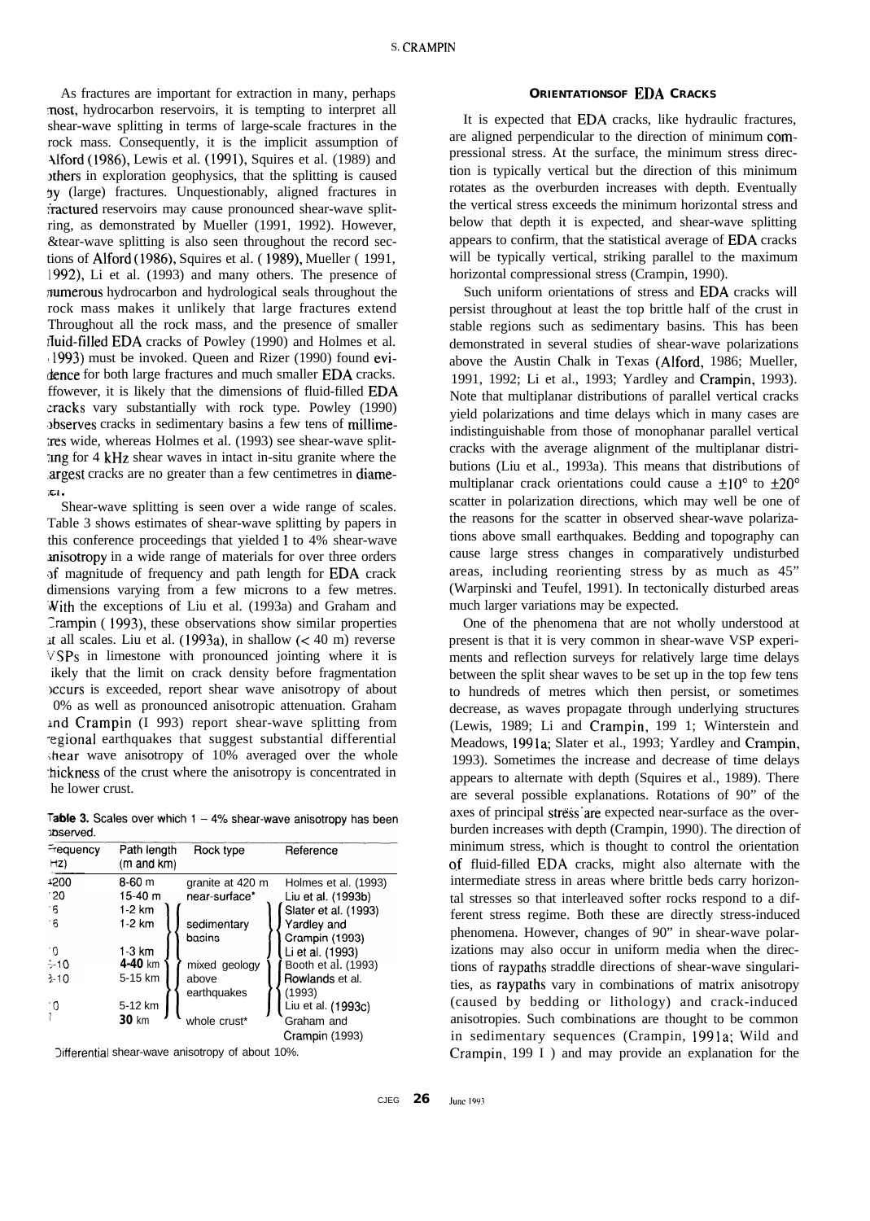As fractures are important for extraction in many, perhaps most, hydrocarbon reservoirs, it is tempting to interpret all shear-wave splitting in terms of large-scale fractures in the rock mass. Consequently, it is the implicit assumption of Alford (1986), Lewis et al. (1991), Squires et al. (1989) and others in exploration geophysics, that the splitting is caused by (large) fractures. Unquestionably, aligned fractures in fractured reservoirs may cause pronounced shear-wave splitting, as demonstrated by Mueller (1991, 1992). However, shear-wave splitting is also seen throughout the record sections of Alford (1986), Squires et al. (1989), Mueller (1991, 1992), Li et al. (1993) and many others. The presence of numerous hydrocarbon and hydrological seals throughout the rock mass makes it unlikely that large fractures extend throughout all the rock mass, and the presence of smaller fluid-filled EDA cracks of Powley (1990) and Holmes et al. (1993) must be invoked. Queen and Rizer (1990) found evidence for both large fractures and much smaller EDA cracks. However, it is likely that the dimensions of fluid-filled EDA cracks vary substantially with rock type. Powley (1990) observes cracks in sedimentary basins a few tens of millimetres wide, whereas Holmes et al. (1993) see shear-wave splitting for 4 kHz shear waves in intact in-situ granite where the largest cracks are no greater than a few centimetres in diameter.

Shear-wave splitting is seen over a wide range of scales. Table 3 shows estimates of shear-wave splitting by papers in this conference proceedings that yielded 1 to 4% shear-wave anisotropy in a wide range of materials for over three orders of magnitude of frequency and path length for EDA crack dimensions varying from a few microns to a few metres. With the exceptions of Liu et al. (1993a) and Graham and Crampin (1993), these observations show similar properties at all scales. Liu et al. (1993a), in shallow (< 40 m) reverse VSPs in limestone with pronounced jointing where it is likely that the limit on crack density before fragmentation occurs is exceeded, report shear wave anisotropy of about 10% as well as pronounced anisotropic attenuation. Graham and Crampin (1993) report shear-wave splitting from regional earthquakes that suggest substantial differential shear wave anisotropy of 10% averaged over the whole thickness of the crust where the anisotropy is concentrated in the lower crust.

**Table 3.** Scales over which 1 – 4% shear-wave anisotropy has been observed.

| Frequency (Hz) | Path length (m and km) | Rock type | Reference |
|---|---|---|---|
| 4200 | 8-60 m | granite at 420 m | Holmes et al. (1993) |
| 120 | 15-40 m | near-surface* | Liu et al. (1993b) |
| 16 | 1-2 km | sedimentary basins | Slater et al. (1993) |
| 16 | 1-2 km | sedimentary basins | Yardley and Crampin (1993) |
| 10 | 1-3 km | sedimentary basins | Li et al. (1993) |
| 5-10 | 4-40 km | mixed geology above earthquakes | Booth et al. (1993) |
| 3-10 | 5-15 km | mixed geology above earthquakes | Rowlands et al. (1993) |
| 10 | 5-12 km | mixed geology above earthquakes | Liu et al. (1993c) |
| 1 | 30 km | whole crust* | Graham and Crampin (1993) |

*Differential shear-wave anisotropy of about 10%.

## ORIENTATIONS OF EDA CRACKS

It is expected that EDA cracks, like hydraulic fractures, are aligned perpendicular to the direction of minimum compressional stress. At the surface, the minimum stress direction is typically vertical but the direction of this minimum rotates as the overburden increases with depth. Eventually the vertical stress exceeds the minimum horizontal stress and below that depth it is expected, and shear-wave splitting appears to confirm, that the statistical average of EDA cracks will be typically vertical, striking parallel to the maximum horizontal compressional stress (Crampin, 1990).

Such uniform orientations of stress and EDA cracks will persist throughout at least the top brittle half of the crust in stable regions such as sedimentary basins. This has been demonstrated in several studies of shear-wave polarizations above the Austin Chalk in Texas (Alford, 1986; Mueller, 1991, 1992; Li et al., 1993; Yardley and Crampin, 1993). Note that multiplanar distributions of parallel vertical cracks yield polarizations and time delays which in many cases are indistinguishable from those of monophanar parallel vertical cracks with the average alignment of the multiplanar distributions (Liu et al., 1993a). This means that distributions of multiplanar crack orientations could cause a $\pm 10°$ to $\pm 20°$ scatter in polarization directions, which may well be one of the reasons for the scatter in observed shear-wave polarizations above small earthquakes. Bedding and topography can cause large stress changes in comparatively undisturbed areas, including reorienting stress by as much as 45" (Warpinski and Teufel, 1991). In tectonically disturbed areas much larger variations may be expected.

One of the phenomena that are not wholly understood at present is that it is very common in shear-wave VSP experiments and reflection surveys for relatively large time delays between the split shear waves to be set up in the top few tens to hundreds of metres which then persist, or sometimes decrease, as waves propagate through underlying structures (Lewis, 1989; Li and Crampin, 1991; Winterstein and Meadows, 1991a; Slater et al., 1993; Yardley and Crampin, 1993). Sometimes the increase and decrease of time delays appears to alternate with depth (Squires et al., 1989). There are several possible explanations. Rotations of 90" of the axes of principal stress are expected near-surface as the overburden increases with depth (Crampin, 1990). The direction of minimum stress, which is thought to control the orientation of fluid-filled EDA cracks, might also alternate with the intermediate stress in areas where brittle beds carry horizontal stresses so that interleaved softer rocks respond to a different stress regime. Both these are directly stress-induced phenomena. However, changes of 90" in shear-wave polarizations may also occur in uniform media when the directions of raypaths straddle directions of shear-wave singularities, as raypaths vary in combinations of matrix anisotropy (caused by bedding or lithology) and crack-induced anisotropies. Such combinations are thought to be common in sedimentary sequences (Crampin, 1991a; Wild and Crampin, 1991) and may provide an explanation for the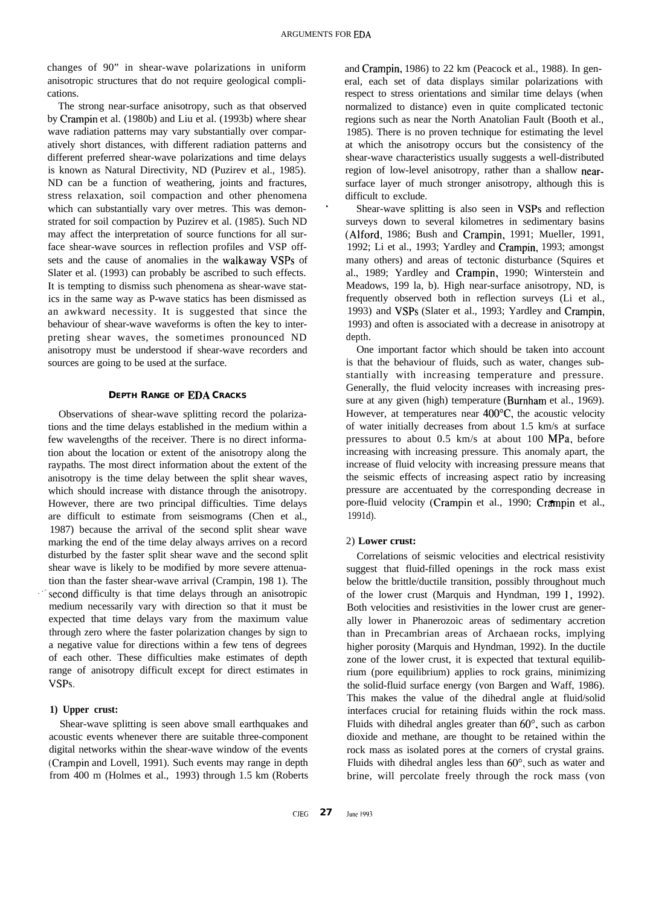changes of 90" in shear-wave polarizations in uniform anisotropic structures that do not require geological complications.

The strong near-surface anisotropy, such as that observed by Crampin et al. (1980b) and Liu et al. (1993b) where shear wave radiation patterns may vary substantially over comparatively short distances, with different radiation patterns and different preferred shear-wave polarizations and time delays is known as Natural Directivity, ND (Puzirev et al., 1985). ND can be a function of weathering, joints and fractures, stress relaxation, soil compaction and other phenomena which can substantially vary over metres. This was demonstrated for soil compaction by Puzirev et al. (1985). Such ND may affect the interpretation of source functions for all surface shear-wave sources in reflection profiles and VSP offsets and the cause of anomalies in the walkaway VSPs of Slater et al. (1993) can probably be ascribed to such effects. It is tempting to dismiss such phenomena as shear-wave statics in the same way as P-wave statics has been dismissed as an awkward necessity. It is suggested that since the behaviour of shear-wave waveforms is often the key to interpreting shear waves, the sometimes pronounced ND anisotropy must be understood if shear-wave recorders and sources are going to be used at the surface.

## DEPTH RANGE OF EDA CRACKS

Observations of shear-wave splitting record the polarizations and the time delays established in the medium within a few wavelengths of the receiver. There is no direct information about the location or extent of the anisotropy along the raypaths. The most direct information about the extent of the anisotropy is the time delay between the split shear waves, which should increase with distance through the anisotropy. However, there are two principal difficulties. Time delays are difficult to estimate from seismograms (Chen et al., 1987) because the arrival of the second split shear wave marking the end of the time delay always arrives on a record disturbed by the faster split shear wave and the second split shear wave is likely to be modified by more severe attenuation than the faster shear-wave arrival (Crampin, 198 1). The second difficulty is that time delays through an anisotropic medium necessarily vary with direction so that it must be expected that time delays vary from the maximum value through zero where the faster polarization changes by sign to a negative value for directions within a few tens of degrees of each other. These difficulties make estimates of depth range of anisotropy difficult except for direct estimates in VSPs.

### 1) Upper crust:

Shear-wave splitting is seen above small earthquakes and acoustic events whenever there are suitable three-component digital networks within the shear-wave window of the events (Crampin and Lovell, 1991). Such events may range in depth from 400 m (Holmes et al., 1993) through 1.5 km (Roberts and Crampin, 1986) to 22 km (Peacock et al., 1988). In general, each set of data displays similar polarizations with respect to stress orientations and similar time delays (when normalized to distance) even in quite complicated tectonic regions such as near the North Anatolian Fault (Booth et al., 1985). There is no proven technique for estimating the level at which the anisotropy occurs but the consistency of the shear-wave characteristics usually suggests a well-distributed region of low-level anisotropy, rather than a shallow near-surface layer of much stronger anisotropy, although this is difficult to exclude.

Shear-wave splitting is also seen in VSPs and reflection surveys down to several kilometres in sedimentary basins (Alford, 1986; Bush and Crampin, 1991; Mueller, 1991, 1992; Li et al., 1993; Yardley and Crampin, 1993; amongst many others) and areas of tectonic disturbance (Squires et al., 1989; Yardley and Crampin, 1990; Winterstein and Meadows, 199 la, b). High near-surface anisotropy, ND, is frequently observed both in reflection surveys (Li et al., 1993) and VSPs (Slater et al., 1993; Yardley and Crampin, 1993) and often is associated with a decrease in anisotropy at depth.

One important factor which should be taken into account is that the behaviour of fluids, such as water, changes substantially with increasing temperature and pressure. Generally, the fluid velocity increases with increasing pressure at any given (high) temperature (Burnham et al., 1969). However, at temperatures near 400°C, the acoustic velocity of water initially decreases from about 1.5 km/s at surface pressures to about 0.5 km/s at about 100 MPa, before increasing with increasing pressure. This anomaly apart, the increase of fluid velocity with increasing pressure means that the seismic effects of increasing aspect ratio by increasing pressure are accentuated by the corresponding decrease in pore-fluid velocity (Crampin et al., 1990; Crampin et al., 1991d).

### 2) Lower crust:

Correlations of seismic velocities and electrical resistivity suggest that fluid-filled openings in the rock mass exist below the brittle/ductile transition, possibly throughout much of the lower crust (Marquis and Hyndman, 199 1, 1992). Both velocities and resistivities in the lower crust are generally lower in Phanerozoic areas of sedimentary accretion than in Precambrian areas of Archaean rocks, implying higher porosity (Marquis and Hyndman, 1992). In the ductile zone of the lower crust, it is expected that textural equilibrium (pore equilibrium) applies to rock grains, minimizing the solid-fluid surface energy (von Bargen and Waff, 1986). This makes the value of the dihedral angle at fluid/solid interfaces crucial for retaining fluids within the rock mass. Fluids with dihedral angles greater than 60°, such as carbon dioxide and methane, are thought to be retained within the rock mass as isolated pores at the corners of crystal grains. Fluids with dihedral angles less than 60°, such as water and brine, will percolate freely through the rock mass (von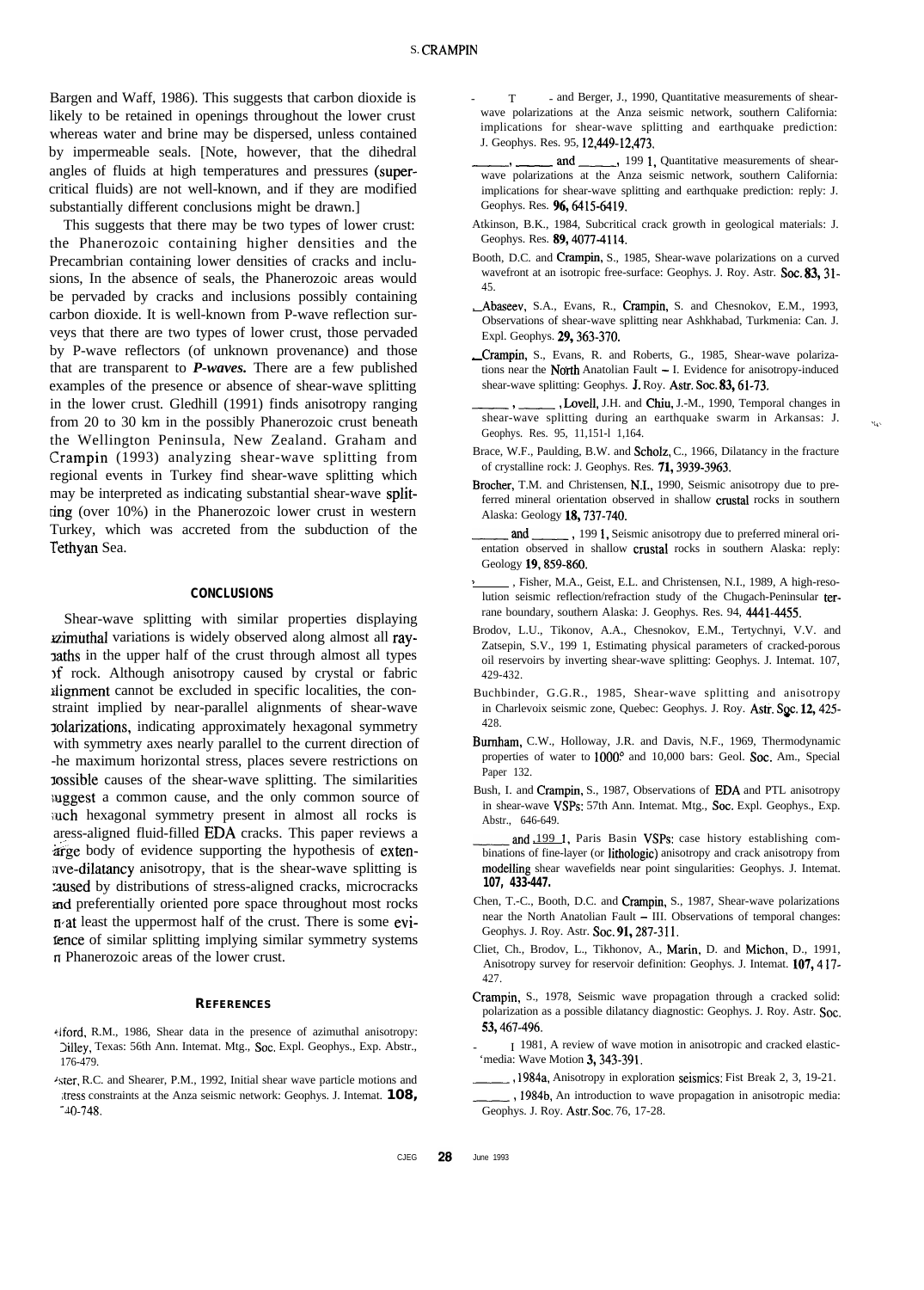Bargen and Waff, 1986). This suggests that carbon dioxide is likely to be retained in openings throughout the lower crust whereas water and brine may be dispersed, unless contained by impermeable seals. [Note, however, that the dihedral angles of fluids at high temperatures and pressures (supercritical fluids) are not well-known, and if they are modified substantially different conclusions might be drawn.]

This suggests that there may be two types of lower crust: the Phanerozoic containing higher densities and the Precambrian containing lower densities of cracks and inclusions, In the absence of seals, the Phanerozoic areas would be pervaded by cracks and inclusions possibly containing carbon dioxide. It is well-known from P-wave reflection surveys that there are two types of lower crust, those pervaded by P-wave reflectors (of unknown provenance) and those that are transparent to ***P-waves.*** There are a few published examples of the presence or absence of shear-wave splitting in the lower crust. Gledhill (1991) finds anisotropy ranging from 20 to 30 km in the possibly Phanerozoic crust beneath the Wellington Peninsula, New Zealand. Graham and Crampin (1993) analyzing shear-wave splitting from regional events in Turkey find shear-wave splitting which may be interpreted as indicating substantial shear-wave splitting (over 10%) in the Phanerozoic lower crust in western Turkey, which was accreted from the subduction of the Tethyan Sea.

## CONCLUSIONS

Shear-wave splitting with similar properties displaying azimuthal variations is widely observed along almost all raypaths in the upper half of the crust through almost all types of rock. Although anisotropy caused by crystal or fabric alignment cannot be excluded in specific localities, the constraint implied by near-parallel alignments of shear-wave polarizations, indicating approximately hexagonal symmetry with symmetry axes nearly parallel to the current direction of the maximum horizontal stress, places severe restrictions on possible causes of the shear-wave splitting. The similarities suggest a common cause, and the only common source of such hexagonal symmetry present in almost all rocks is stress-aligned fluid-filled EDA cracks. This paper reviews a large body of evidence supporting the hypothesis of extensive-dilatancy anisotropy, that is the shear-wave splitting is caused by distributions of stress-aligned cracks, microcracks and preferentially oriented pore space throughout most rocks in at least the uppermost half of the crust. There is some evidence of similar splitting implying similar symmetry systems in Phanerozoic areas of the lower crust.

## REFERENCES

Alford, R.M., 1986, Shear data in the presence of azimuthal anisotropy: Dilley, Texas: 56th Ann. Intemat. Mtg., Soc. Expl. Geophys., Exp. Abstr., 176-479.

Aster, R.C. and Shearer, P.M., 1992, Initial shear wave particle motions and stress constraints at the Anza seismic network: Geophys. J. Intemat. **108,** 740-748.

- T - and Berger, J., 1990, Quantitative measurements of shear-wave polarizations at the Anza seismic network, southern California: implications for shear-wave splitting and earthquake prediction: J. Geophys. Res. 95, 12,449-12,473.

\_\_\_\_\_, \_\_\_\_\_ and \_\_\_\_\_, 1991, Quantitative measurements of shear-wave polarizations at the Anza seismic network, southern California: implications for shear-wave splitting and earthquake prediction: reply: J. Geophys. Res. **96,** 6415-6419.

Atkinson, B.K., 1984, Subcritical crack growth in geological materials: J. Geophys. Res. **89,** 4077-4114.

Booth, D.C. and Crampin, S., 1985, Shear-wave polarizations on a curved wavefront at an isotropic free-surface: Geophys. J. Roy. Astr. Soc. **83,** 31-45.

\_Abaseev, S.A., Evans, R., Crampin, S. and Chesnokov, E.M., 1993, Observations of shear-wave splitting near Ashkhabad, Turkmenia: Can. J. Expl. Geophys. **29,** 363-370.

\_Crampin, S., Evans, R. and Roberts, G., 1985, Shear-wave polarizations near the North Anatolian Fault – I. Evidence for anisotropy-induced shear-wave splitting: Geophys. J. Roy. Astr. Soc. **83,** 61-73.

\_\_\_\_\_, \_\_\_\_\_, Lovell, J.H. and Chiu, J.-M., 1990, Temporal changes in shear-wave splitting during an earthquake swarm in Arkansas: J. Geophys. Res. 95, 11,151-11,164.

Brace, W.F., Paulding, B.W. and Scholz, C., 1966, Dilatancy in the fracture of crystalline rock: J. Geophys. Res. **71,** 3939-3963.

Brocher, T.M. and Christensen, N.I., 1990, Seismic anisotropy due to preferred mineral orientation observed in shallow crustal rocks in southern Alaska: Geology **18,** 737-740.

\_\_\_\_\_ and \_\_\_\_\_, 1991, Seismic anisotropy due to preferred mineral orientation observed in shallow crustal rocks in southern Alaska: reply: Geology **19,** 859-860.

\_\_\_\_\_, Fisher, M.A., Geist, E.L. and Christensen, N.I., 1989, A high-resolution seismic reflection/refraction study of the Chugach-Peninsular terrane boundary, southern Alaska: J. Geophys. Res. 94, 4441-4455.

Brodov, L.U., Tikonov, A.A., Chesnokov, E.M., Tertychnyi, V.V. and Zatsepin, S.V., 1991, Estimating physical parameters of cracked-porous oil reservoirs by inverting shear-wave splitting: Geophys. J. Intemat. 107, 429-432.

Buchbinder, G.G.R., 1985, Shear-wave splitting and anisotropy in Charlevoix seismic zone, Quebec: Geophys. J. Roy. Astr. Soc. **12,** 425-428.

Burnham, C.W., Holloway, J.R. and Davis, N.F., 1969, Thermodynamic properties of water to 1000° and 10,000 bars: Geol. Soc. Am., Special Paper 132.

Bush, I. and Crampin, S., 1987, Observations of EDA and PTL anisotropy in shear-wave VSPs: 57th Ann. Intemat. Mtg., Soc. Expl. Geophys., Exp. Abstr., 646-649.

\_\_\_\_\_ and 1991, Paris Basin VSPs: case history establishing combinations of fine-layer (or lithologic) anisotropy and crack anisotropy from modelling shear wavefields near point singularities: Geophys. J. Intemat. **107, 433-447.**

Chen, T.-C., Booth, D.C. and Crampin, S., 1987, Shear-wave polarizations near the North Anatolian Fault – III. Observations of temporal changes: Geophys. J. Roy. Astr. Soc. **91,** 287-311.

Cliet, Ch., Brodov, L., Tikhonov, A., Marin, D. and Michon, D., 1991, Anisotropy survey for reservoir definition: Geophys. J. Intemat. **107,** 417-427.

Crampin, S., 1978, Seismic wave propagation through a cracked solid: polarization as a possible dilatancy diagnostic: Geophys. J. Roy. Astr. Soc. **53,** 467-496.

- 1981, A review of wave motion in anisotropic and cracked elastic-media: Wave Motion **3,** 343-391.

\_\_\_\_\_, 1984a, Anisotropy in exploration seismics: Fist Break 2, 3, 19-21.

\_\_\_\_\_, 1984b, An introduction to wave propagation in anisotropic media: Geophys. J. Roy. Astr. Soc. 76, 17-28.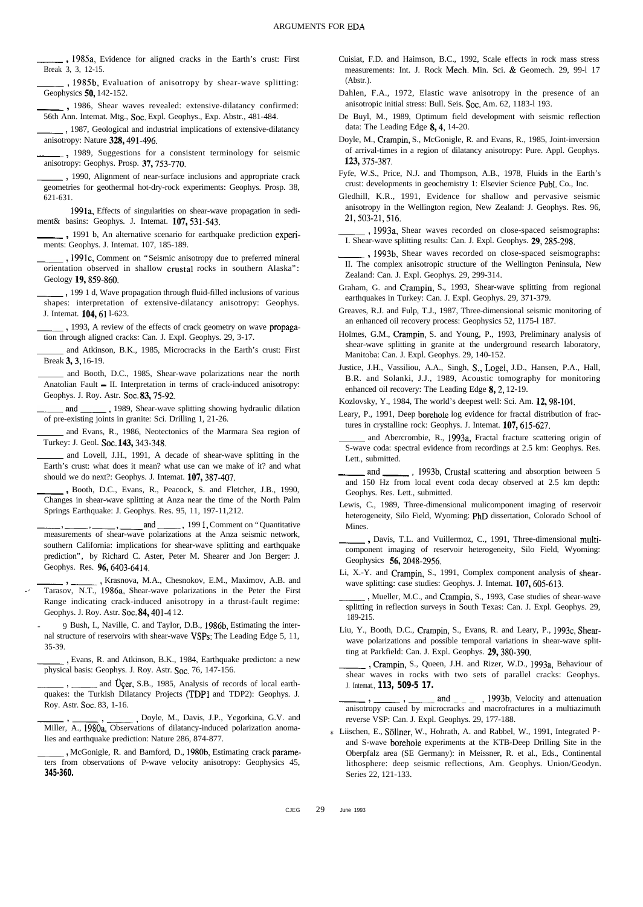\_\_\_\_\_, 1985a, Evidence for aligned cracks in the Earth's crust: First Break 3, 3, 12-15.

\_\_\_\_\_, 1985b, Evaluation of anisotropy by shear-wave splitting: Geophysics **50**, 142-152.

\_\_\_\_\_, 1986, Shear waves revealed: extensive-dilatancy confirmed: 56th Ann. Intemat. Mtg., Soc. Expl. Geophys., Exp. Abstr., 481-484.

\_\_\_\_\_, 1987, Geological and industrial implications of extensive-dilatancy anisotropy: Nature **328,** 491-496.

\_\_\_\_\_, 1989, Suggestions for a consistent terminology for seismic anisotropy: Geophys. Prosp. **37,** 753-770.

\_\_\_\_\_, 1990, Alignment of near-surface inclusions and appropriate crack geometries for geothermal hot-dry-rock experiments: Geophys. Prosp. 38, 621-631.

1991a, Effects of singularities on shear-wave propagation in sediment& basins: Geophys. J. Intemat. **107,** 531-543.

\_\_\_\_\_, 1991 b, An alternative scenario for earthquake prediction experiments: Geophys. J. Intemat. 107, 185-189.

\_\_\_\_\_, 1991c, Comment on "Seismic anisotropy due to preferred mineral orientation observed in shallow crustal rocks in southern Alaska": Geology **19,** 859-860.

\_\_\_\_\_, 199 1 d, Wave propagation through fluid-filled inclusions of various shapes: interpretation of extensive-dilatancy anisotropy: Geophys. J. Intemat. **104,** 61 l-623.

\_\_\_\_\_, 1993, A review of the effects of crack geometry on wave propagation through aligned cracks: Can. J. Expl. Geophys. 29, 3-17.

\_\_\_\_\_ and Atkinson, B.K., 1985, Microcracks in the Earth's crust: First Break **3,** 3, 16-19.

\_\_\_\_\_ and Booth, D.C., 1985, Shear-wave polarizations near the north Anatolian Fault – II. Interpretation in terms of crack-induced anisotropy: Geophys. J. Roy. Astr. Soc. **83,** 75-92.

\_\_\_\_\_ and \_\_\_\_\_, 1989, Shear-wave splitting showing hydraulic dilation of pre-existing joints in granite: Sci. Drilling 1, 21-26.

\_\_\_\_\_ and Evans, R., 1986, Neotectonics of the Marmara Sea region of Turkey: J. Geol. Soc. **143,** 343-348.

\_\_\_\_\_ and Lovell, J.H., 1991, A decade of shear-wave splitting in the Earth's crust: what does it mean? what use can we make of it? and what should we do next?: Geophys. J. Intemat. **107,** 387-407.

\_\_\_\_\_, Booth, D.C., Evans, R., Peacock, S. and Fletcher, J.B., 1990, Changes in shear-wave splitting at Anza near the time of the North Palm Springs Earthquake: J. Geophys. Res. 95, 11, 197-11,212.

\_\_\_\_\_, \_\_\_\_\_, \_\_\_\_\_, \_\_\_\_\_ and \_\_\_\_\_, 199 1, Comment on "Quantitative measurements of shear-wave polarizations at the Anza seismic network, southern California: implications for shear-wave splitting and earthquake prediction", by Richard C. Aster, Peter M. Shearer and Jon Berger: J. Geophys. Res. **96,** 6403-6414.

\_\_\_\_\_, \_\_\_\_\_, Krasnova, M.A., Chesnokov, E.M., Maximov, A.B. and Tarasov, N.T., 1986a, Shear-wave polarizations in the Peter the First Range indicating crack-induced anisotropy in a thrust-fault regime: Geophys. J. Roy. Astr. Soc. **84,** 401-4 12.

\- 9 Bush, I., Naville, C. and Taylor, D.B., 1986b, Estimating the internal structure of reservoirs with shear-wave VSPs: The Leading Edge 5, 11, 35-39.

\_\_\_\_\_, Evans, R. and Atkinson, B.K., 1984, Earthquake predicton: a new physical basis: Geophys. J. Roy. Astr. Soc. 76, 147-156.

\_\_\_\_\_, \_\_\_\_\_ and Üçer, S.B., 1985, Analysis of records of local earthquakes: the Turkish Dilatancy Projects (TDP1 and TDP2): Geophys. J. Roy. Astr. Soc. 83, 1-16.

\_\_\_\_\_, \_\_\_\_\_, \_\_\_\_\_, Doyle, M., Davis, J.P., Yegorkina, G.V. and Miller, A., 1980a, Observations of dilatancy-induced polarization anomalies and earthquake prediction: Nature 286, 874-877.

\_\_\_\_\_, McGonigle, R. and Bamford, D., 1980b, Estimating crack parameters from observations of P-wave velocity anisotropy: Geophysics 45, **345-360.**

Cuisiat, F.D. and Haimson, B.C., 1992, Scale effects in rock mass stress measurements: Int. J. Rock Mech. Min. Sci. & Geomech. 29, 99-l 17 (Abstr.).

Dahlen, F.A., 1972, Elastic wave anisotropy in the presence of an anisotropic initial stress: Bull. Seis. Soc. Am. 62, 1183-l 193.

De Buyl, M., 1989, Optimum field development with seismic reflection data: The Leading Edge **8,** 4, 14-20.

Doyle, M., Crampin, S., McGonigle, R. and Evans, R., 1985, Joint-inversion of arrival-times in a region of dilatancy anisotropy: Pure. Appl. Geophys. **123,** 375-387.

Fyfe, W.S., Price, N.J. and Thompson, A.B., 1978, Fluids in the Earth's crust: developments in geochemistry 1: Elsevier Science Publ. Co., Inc.

Gledhill, K.R., 1991, Evidence for shallow and pervasive seismic anisotropy in the Wellington region, New Zealand: J. Geophys. Res. 96, 21, 503-21, 516.

\_\_\_\_\_, 1993a, Shear waves recorded on close-spaced seismographs: I. Shear-wave splitting results: Can. J. Expl. Geophys. **29,** 285-298.

\_\_\_\_\_, 1993b, Shear waves recorded on close-spaced seismographs: II. The complex anisotropic structure of the Wellington Peninsula, New Zealand: Can. J. Expl. Geophys. 29, 299-314.

Graham, G. and Crampin, S., 1993, Shear-wave splitting from regional earthquakes in Turkey: Can. J. Expl. Geophys. 29, 371-379.

Greaves, R.J. and Fulp, T.J., 1987, Three-dimensional seismic monitoring of an enhanced oil recovery process: Geophysics 52, 1175-l 187.

Holmes, G.M., Crampin, S. and Young, P., 1993, Preliminary analysis of shear-wave splitting in granite at the underground research laboratory, Manitoba: Can. J. Expl. Geophys. 29, 140-152.

Justice, J.H., Vassiliou, A.A., Singh, S., Logel, J.D., Hansen, P.A., Hall, B.R. and Solanki, J.J., 1989, Acoustic tomography for monitoring enhanced oil recovery: The Leading Edge **8,** 2, 12-19.

Kozlovsky, Y., 1984, The world's deepest well: Sci. Am. **12,** 98-104.

Leary, P., 1991, Deep borehole log evidence for fractal distribution of fractures in crystalline rock: Geophys. J. Intemat. **107,** 615-627.

\_\_\_\_\_ and Abercrombie, R., 1993a, Fractal fracture scattering origin of S-wave coda: spectral evidence from recordings at 2.5 km: Geophys. Res. Lett., submitted.

\_\_\_\_\_ and \_\_\_\_\_, 1993b, Crustal scattering and absorption between 5 and 150 Hz from local event coda decay observed at 2.5 km depth: Geophys. Res. Lett., submitted.

Lewis, C., 1989, Three-dimensional mulicomponent imaging of reservoir heterogeneity, Silo Field, Wyoming: PhD dissertation, Colorado School of Mines.

\_\_\_\_\_, Davis, T.L. and Vuillermoz, C., 1991, Three-dimensional multicomponent imaging of reservoir heterogeneity, Silo Field, Wyoming: Geophysics **56,** 2048-2956.

Li, X.-Y. and Crampin, S., 1991, Complex component analysis of shear-wave splitting: case studies: Geophys. J. Intemat. **107,** 605-613.

\_\_\_\_\_, Mueller, M.C., and Crampin, S., 1993, Case studies of shear-wave splitting in reflection surveys in South Texas: Can. J. Expl. Geophys. 29, 189-215.

Liu, Y., Booth, D.C., Crampin, S., Evans, R. and Leary, P., 1993c, Shear-wave polarizations and possible temporal variations in shear-wave splitting at Parkfield: Can. J. Expl. Geophys. **29,** 380-390.

\_\_\_\_\_, Crampin, S., Queen, J.H. and Rizer, W.D., 1993a, Behaviour of shear waves in rocks with two sets of parallel cracks: Geophys. J. Intemat., **113, 509-5 17.**

\_\_\_\_\_, \_\_\_\_\_, \_\_\_\_\_ and \_\_\_\_\_, 1993b, Velocity and attenuation anisotropy caused by microcracks and macrofractures in a multiazimuth reverse VSP: Can. J. Expl. Geophys. 29, 177-188.

Liischen, E., Söllner, W., Hohrath, A. and Rabbel, W., 1991, Integrated P- and S-wave borehole experiments at the KTB-Deep Drilling Site in the Oberpfalz area (SE Germany): in Meissner, R. et al., Eds., Continental lithosphere: deep seismic reflections, Am. Geophys. Union/Geodyn. Series 22, 121-133.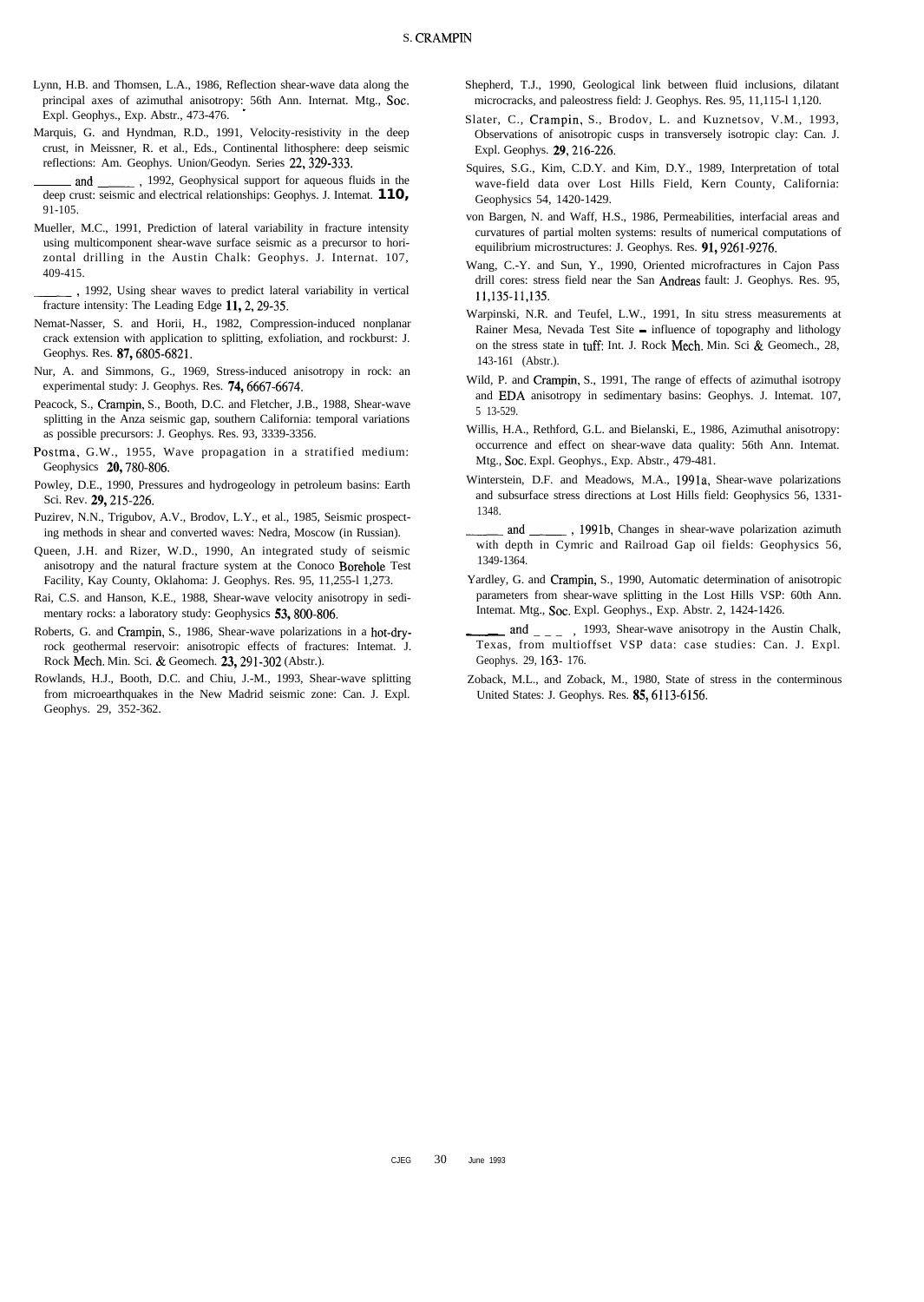Lynn, H.B. and Thomsen, L.A., 1986, Reflection shear-wave data along the principal axes of azimuthal anisotropy: 56th Ann. Internat. Mtg., Soc. Expl. Geophys., Exp. Abstr., 473-476.

Marquis, G. and Hyndman, R.D., 1991, Velocity-resistivity in the deep crust, in Meissner, R. et al., Eds., Continental lithosphere: deep seismic reflections: Am. Geophys. Union/Geodyn. Series **22**, 329-333.

______ and ______ , 1992, Geophysical support for aqueous fluids in the deep crust: seismic and electrical relationships: Geophys. J. Intemat. **110,** 91-105.

Mueller, M.C., 1991, Prediction of lateral variability in fracture intensity using multicomponent shear-wave surface seismic as a precursor to horizontal drilling in the Austin Chalk: Geophys. J. Internat. 107, 409-415.

______ , 1992, Using shear waves to predict lateral variability in vertical fracture intensity: The Leading Edge **11,** 2, 29-35.

Nemat-Nasser, S. and Horii, H., 1982, Compression-induced nonplanar crack extension with application to splitting, exfoliation, and rockburst: J. Geophys. Res. **87,** 6805-6821.

Nur, A. and Simmons, G., 1969, Stress-induced anisotropy in rock: an experimental study: J. Geophys. Res. **74,** 6667-6674.

Peacock, S., Crampin, S., Booth, D.C. and Fletcher, J.B., 1988, Shear-wave splitting in the Anza seismic gap, southern California: temporal variations as possible precursors: J. Geophys. Res. 93, 3339-3356.

Postma, G.W., 1955, Wave propagation in a stratified medium: Geophysics **20,** 780-806.

Powley, D.E., 1990, Pressures and hydrogeology in petroleum basins: Earth Sci. Rev. **29,** 215-226.

Puzirev, N.N., Trigubov, A.V., Brodov, L.Y., et al., 1985, Seismic prospecting methods in shear and converted waves: Nedra, Moscow (in Russian).

Queen, J.H. and Rizer, W.D., 1990, An integrated study of seismic anisotropy and the natural fracture system at the Conoco Borehole Test Facility, Kay County, Oklahoma: J. Geophys. Res. 95, 11,255-l 1,273.

Rai, C.S. and Hanson, K.E., 1988, Shear-wave velocity anisotropy in sedimentary rocks: a laboratory study: Geophysics **53,** 800-806.

Roberts, G. and Crampin, S., 1986, Shear-wave polarizations in a hot-dry-rock geothermal reservoir: anisotropic effects of fractures: Intemat. J. Rock Mech. Min. Sci. & Geomech. **23,** 291-302 (Abstr.).

Rowlands, H.J., Booth, D.C. and Chiu, J.-M., 1993, Shear-wave splitting from microearthquakes in the New Madrid seismic zone: Can. J. Expl. Geophys. 29, 352-362.

Shepherd, T.J., 1990, Geological link between fluid inclusions, dilatant microcracks, and paleostress field: J. Geophys. Res. 95, 11,115-l 1,120.

Slater, C., Crampin, S., Brodov, L. and Kuznetsov, V.M., 1993, Observations of anisotropic cusps in transversely isotropic clay: Can. J. Expl. Geophys. **29**, 216-226.

Squires, S.G., Kim, C.D.Y. and Kim, D.Y., 1989, Interpretation of total wave-field data over Lost Hills Field, Kern County, California: Geophysics 54, 1420-1429.

von Bargen, N. and Waff, H.S., 1986, Permeabilities, interfacial areas and curvatures of partial molten systems: results of numerical computations of equilibrium microstructures: J. Geophys. Res. **91,** 9261-9276.

Wang, C.-Y. and Sun, Y., 1990, Oriented microfractures in Cajon Pass drill cores: stress field near the San Andreas fault: J. Geophys. Res. 95, 11,135-11,135.

Warpinski, N.R. and Teufel, L.W., 1991, In situ stress measurements at Rainer Mesa, Nevada Test Site - influence of topography and lithology on the stress state in tuff: Int. J. Rock Mech. Min. Sci & Geomech., 28, 143-161 (Abstr.).

Wild, P. and Crampin, S., 1991, The range of effects of azimuthal isotropy and EDA anisotropy in sedimentary basins: Geophys. J. Intemat. 107, 5 13-529.

Willis, H.A., Rethford, G.L. and Bielanski, E., 1986, Azimuthal anisotropy: occurrence and effect on shear-wave data quality: 56th Ann. Intemat. Mtg., Soc. Expl. Geophys., Exp. Abstr., 479-481.

Winterstein, D.F. and Meadows, M.A., 1991a, Shear-wave polarizations and subsurface stress directions at Lost Hills field: Geophysics 56, 1331-1348.

______ and ______ , 1991b, Changes in shear-wave polarization azimuth with depth in Cymric and Railroad Gap oil fields: Geophysics 56, 1349-1364.

Yardley, G. and Crampin, S., 1990, Automatic determination of anisotropic parameters from shear-wave splitting in the Lost Hills VSP: 60th Ann. Intemat. Mtg., Soc. Expl. Geophys., Exp. Abstr. 2, 1424-1426.

______ and ______ , 1993, Shear-wave anisotropy in the Austin Chalk, Texas, from multioffset VSP data: case studies: Can. J. Expl. Geophys. 29, 163- 176.

Zoback, M.L., and Zoback, M., 1980, State of stress in the conterminous United States: J. Geophys. Res. **85,** 6113-6156.